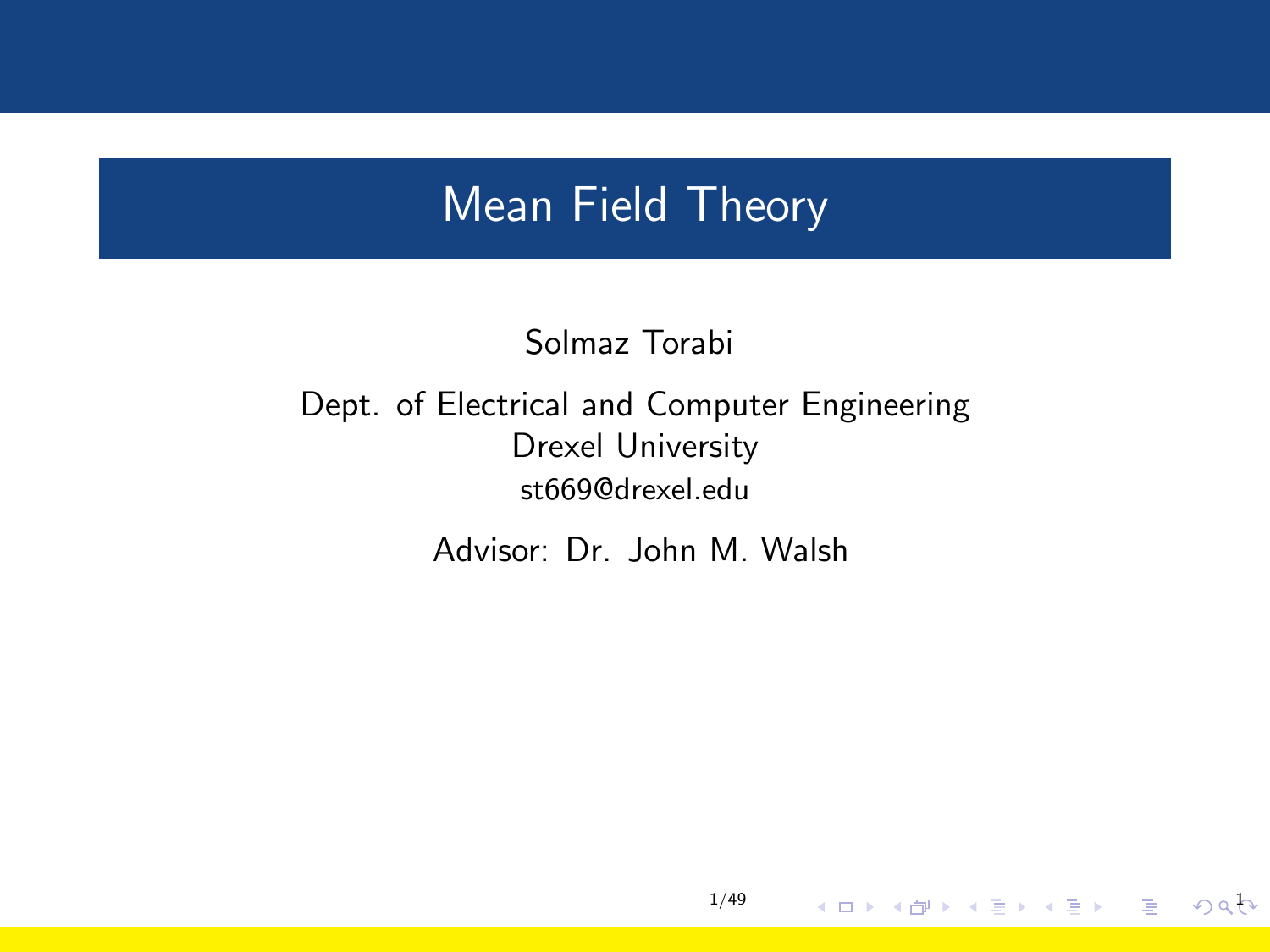# Mean Field Theory

Solmaz Torabi

Dept. of Electrical and Computer Engineering
Drexel University
st669@drexel.edu

Advisor: Dr. John M. Walsh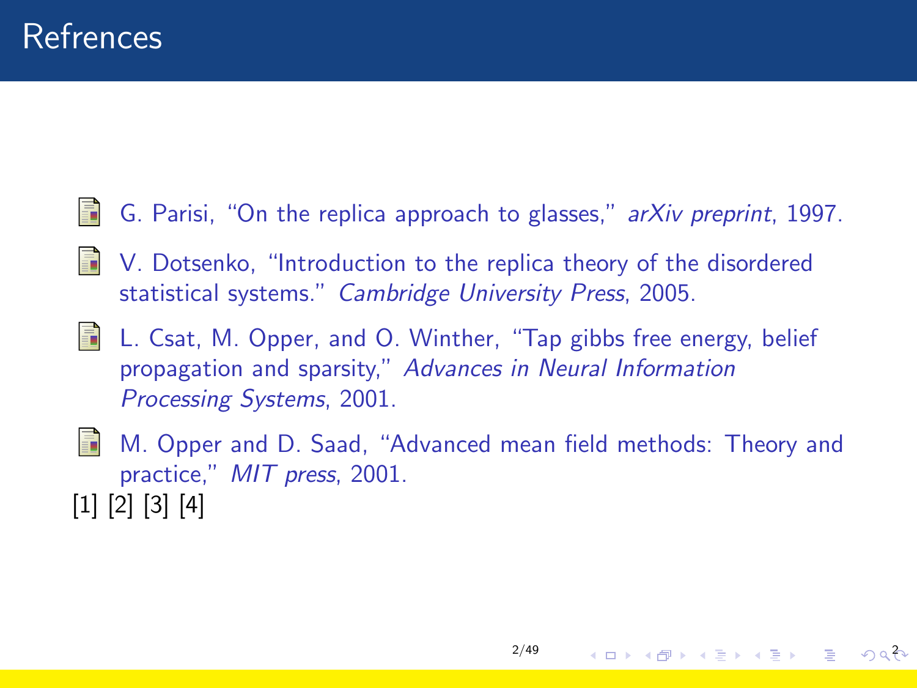# Refrences

- G. Parisi, "On the replica approach to glasses," *arXiv preprint*, 1997.
- V. Dotsenko, "Introduction to the replica theory of the disordered statistical systems." *Cambridge University Press*, 2005.
- L. Csat, M. Opper, and O. Winther, "Tap gibbs free energy, belief propagation and sparsity," *Advances in Neural Information Processing Systems*, 2001.
- M. Opper and D. Saad, "Advanced mean field methods: Theory and practice," *MIT press*, 2001.

[1] [2] [3] [4]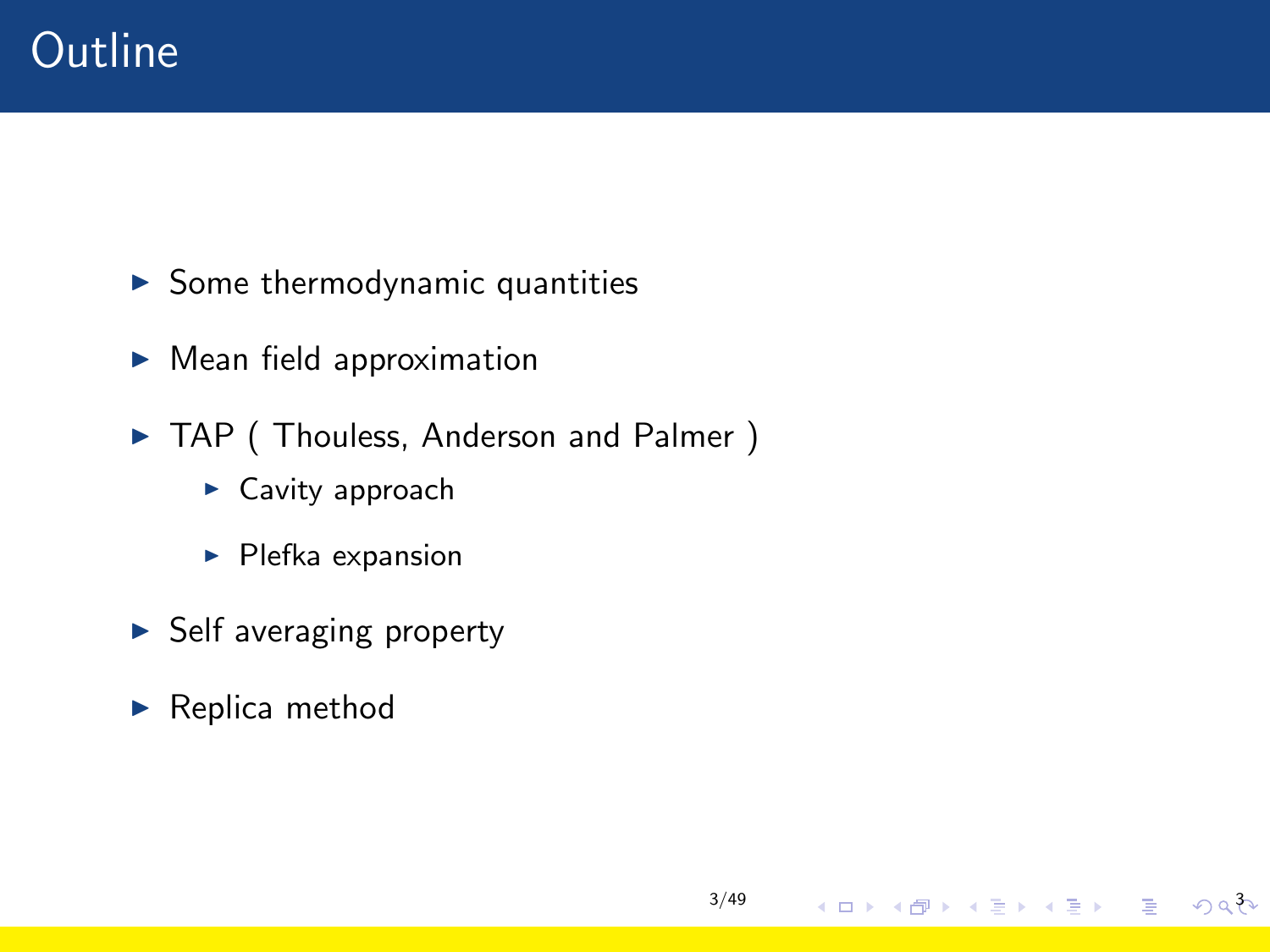# Outline

- Some thermodynamic quantities
- Mean field approximation
- TAP ( Thouless, Anderson and Palmer )
  - Cavity approach
  - Plefka expansion
- Self averaging property
- Replica method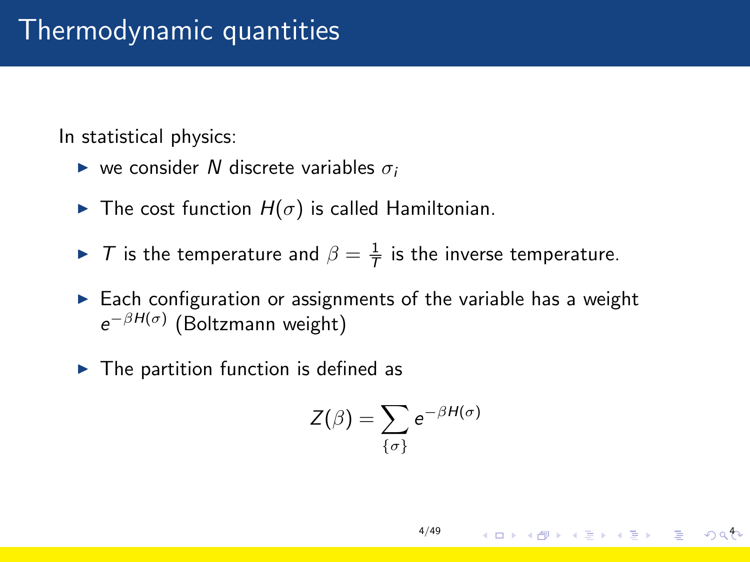# Thermodynamic quantities

In statistical physics:

- we consider $N$ discrete variables $\sigma_i$
- The cost function $H(\sigma)$ is called Hamiltonian.
- $T$ is the temperature and $\beta = \frac{1}{T}$ is the inverse temperature.
- Each configuration or assignments of the variable has a weight $e^{-\beta H(\sigma)}$ (Boltzmann weight)
- The partition function is defined as

$$Z(\beta) = \sum_{\{\sigma\}} e^{-\beta H(\sigma)}$$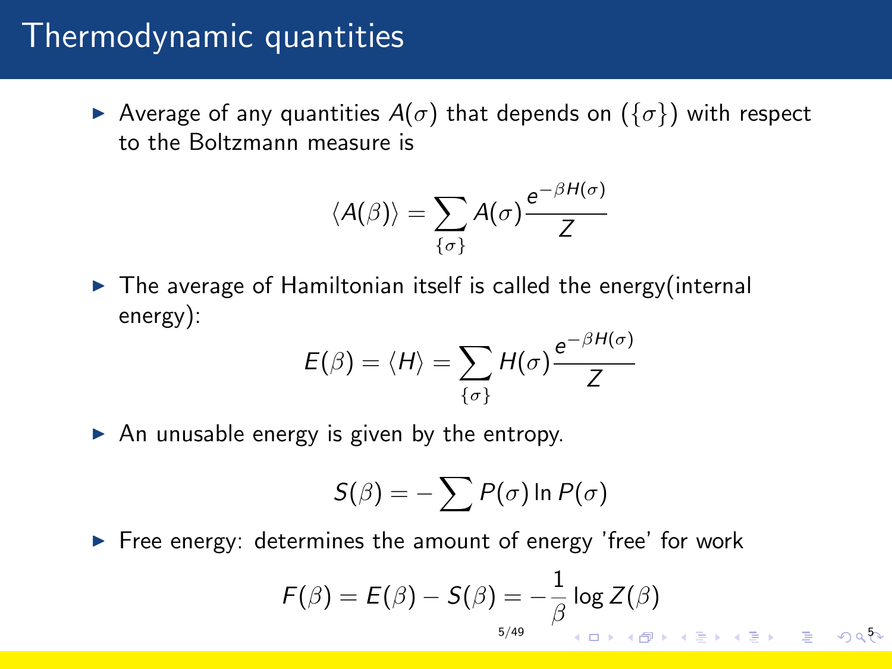# Thermodynamic quantities

- Average of any quantities $A(\sigma)$ that depends on $(\{\sigma\})$ with respect to the Boltzmann measure is

$$\langle A(\beta) \rangle = \sum_{\{\sigma\}} A(\sigma) \frac{e^{-\beta H(\sigma)}}{Z}$$

- The average of Hamiltonian itself is called the energy(internal energy):

$$E(\beta) = \langle H \rangle = \sum_{\{\sigma\}} H(\sigma) \frac{e^{-\beta H(\sigma)}}{Z}$$

- An unusable energy is given by the entropy.

$$S(\beta) = -\sum P(\sigma) \ln P(\sigma)$$

- Free energy: determines the amount of energy 'free' for work

$$F(\beta) = E(\beta) - S(\beta) = -\frac{1}{\beta} \log Z(\beta)$$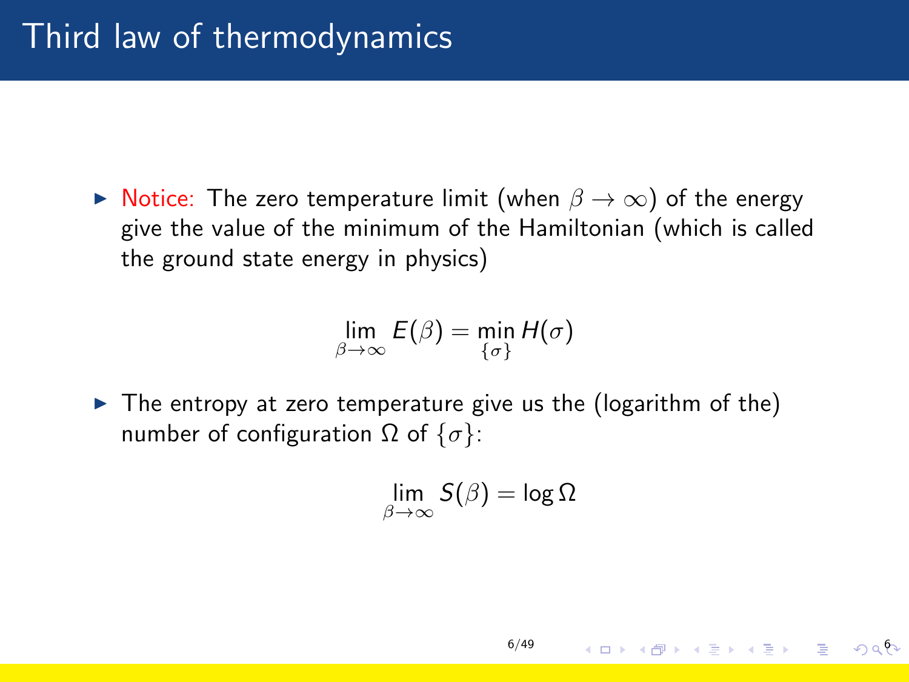# Third law of thermodynamics

- Notice: The zero temperature limit (when $\beta \to \infty$) of the energy give the value of the minimum of the Hamiltonian (which is called the ground state energy in physics)

$$\lim_{\beta \to \infty} E(\beta) = \min_{\{\sigma\}} H(\sigma)$$

- The entropy at zero temperature give us the (logarithm of the) number of configuration $\Omega$ of $\{\sigma\}$:

$$\lim_{\beta \to \infty} S(\beta) = \log \Omega$$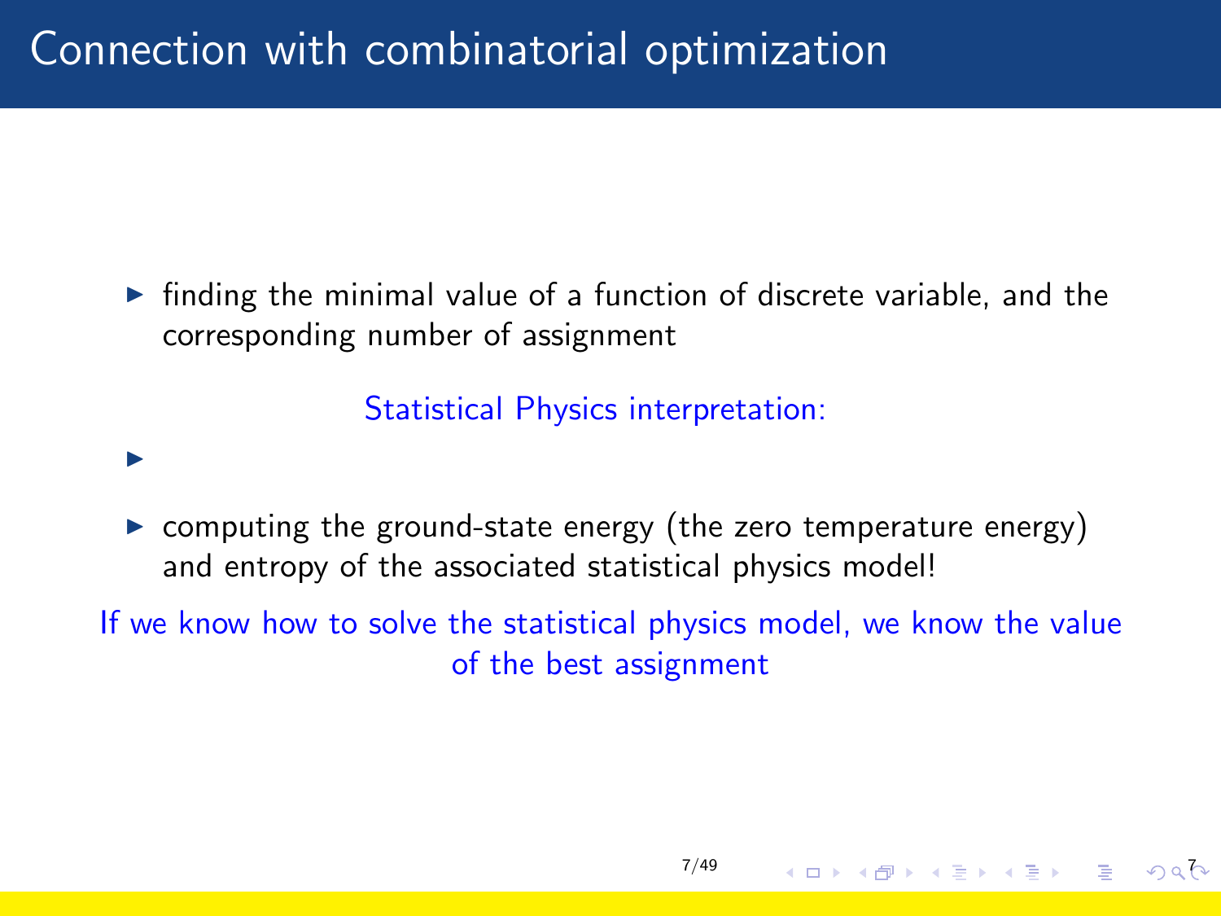# Connection with combinatorial optimization

- finding the minimal value of a function of discrete variable, and the corresponding number of assignment

Statistical Physics interpretation:

- 
- computing the ground-state energy (the zero temperature energy) and entropy of the associated statistical physics model!

If we know how to solve the statistical physics model, we know the value of the best assignment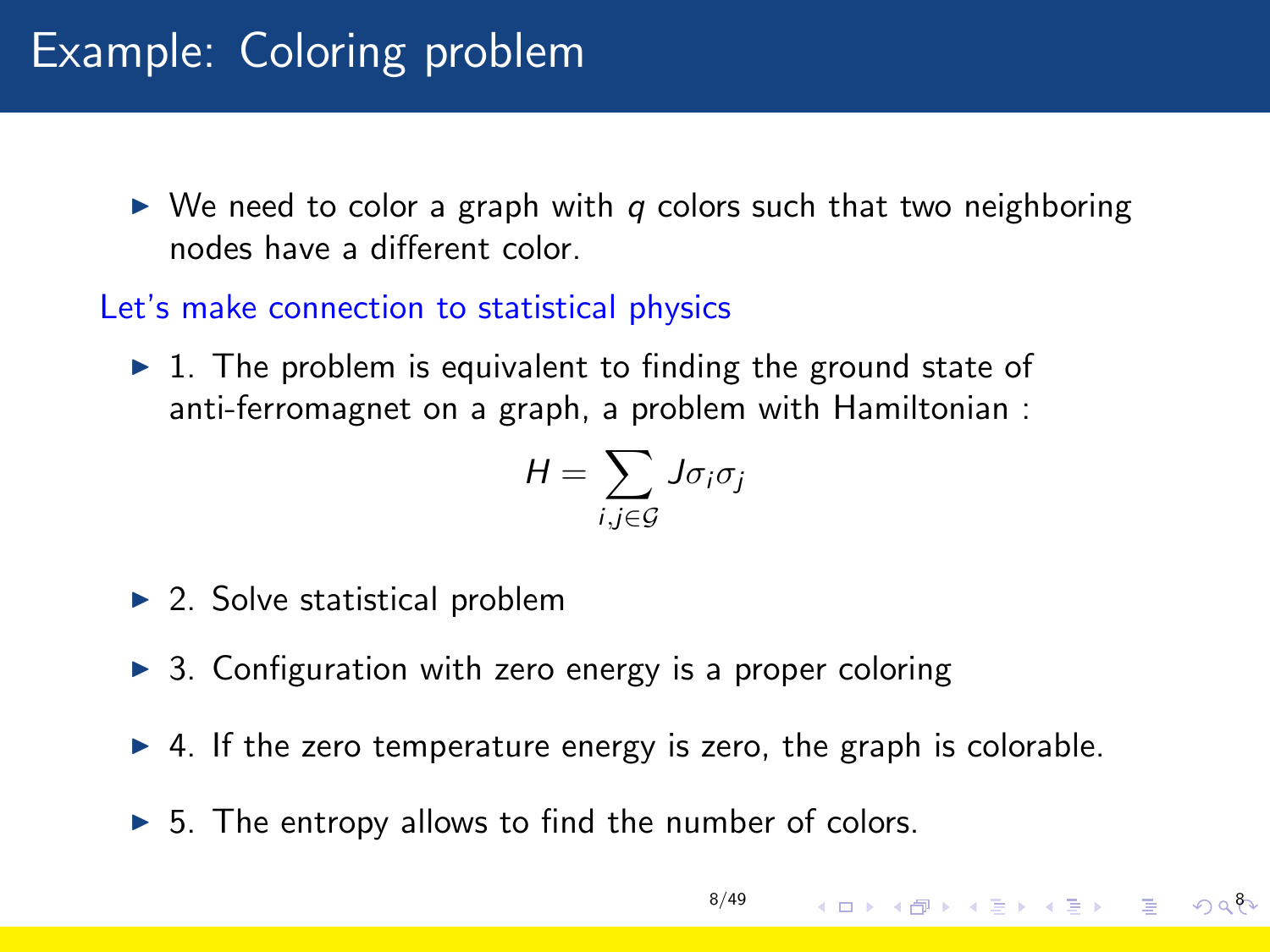# Example: Coloring problem

- We need to color a graph with $q$ colors such that two neighboring nodes have a different color.

Let's make connection to statistical physics

- 1. The problem is equivalent to finding the ground state of anti-ferromagnet on a graph, a problem with Hamiltonian :

$$H = \sum_{i,j \in \mathcal{G}} J \sigma_i \sigma_j$$

- 2. Solve statistical problem
- 3. Configuration with zero energy is a proper coloring
- 4. If the zero temperature energy is zero, the graph is colorable.
- 5. The entropy allows to find the number of colors.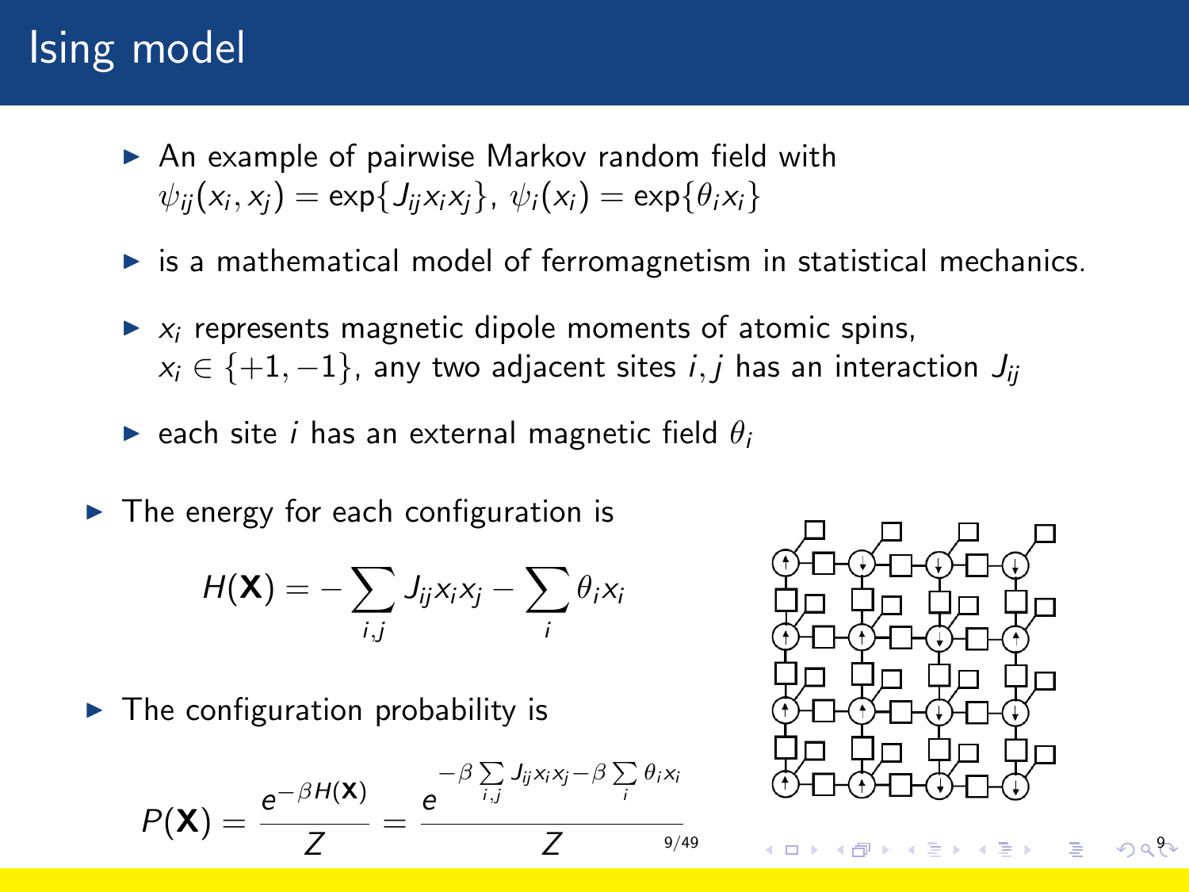# Ising model

- An example of pairwise Markov random field with $\psi_{ij}(x_i, x_j) = \exp\{J_{ij} x_i x_j\}$, $\psi_i(x_i) = \exp\{\theta_i x_i\}$
- is a mathematical model of ferromagnetism in statistical mechanics.
- $x_i$ represents magnetic dipole moments of atomic spins, $x_i \in \{+1, -1\}$, any two adjacent sites $i, j$ has an interaction $J_{ij}$
- each site $i$ has an external magnetic field $\theta_i$

- The energy for each configuration is

$$H(\mathbf{X}) = -\sum_{i,j} J_{ij} x_i x_j - \sum_i \theta_i x_i$$

- The configuration probability is

$$P(\mathbf{X}) = \frac{e^{-\beta H(\mathbf{X})}}{Z} = \frac{e^{-\beta \sum_{i,j} J_{ij} x_i x_j - \beta \sum_i \theta_i x_i}}{Z}$$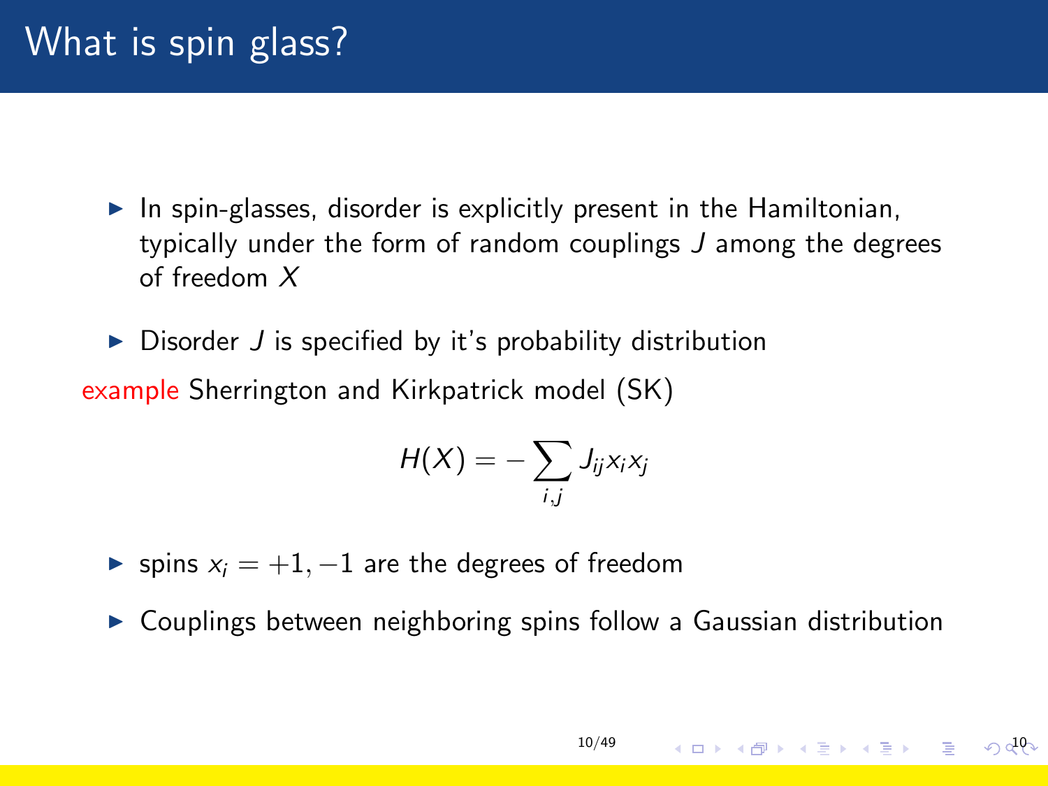# What is spin glass?

- In spin-glasses, disorder is explicitly present in the Hamiltonian, typically under the form of random couplings $J$ among the degrees of freedom $X$
- Disorder $J$ is specified by it's probability distribution

example Sherrington and Kirkpatrick model (SK)

$$H(X) = -\sum_{i,j} J_{ij} x_i x_j$$

- spins $x_i = +1, -1$ are the degrees of freedom
- Couplings between neighboring spins follow a Gaussian distribution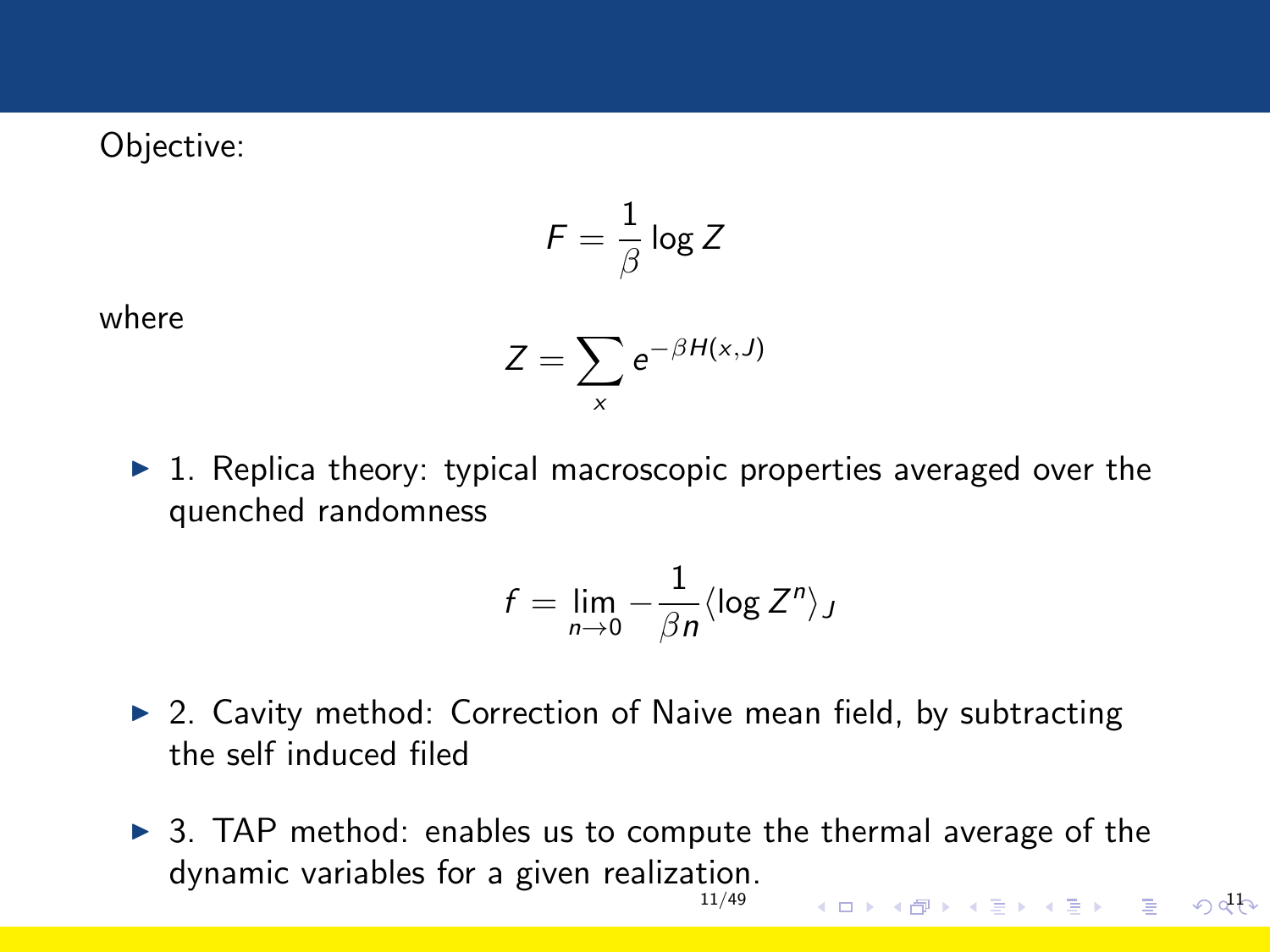Objective:

$$F = \frac{1}{\beta} \log Z$$

where

$$Z = \sum_{x} e^{-\beta H(x,J)}$$

- 1. Replica theory: typical macroscopic properties averaged over the quenched randomness

$$f = \lim_{n \to 0} -\frac{1}{\beta n} \langle \log Z^n \rangle_J$$

- 2. Cavity method: Correction of Naive mean field, by subtracting the self induced filed

- 3. TAP method: enables us to compute the thermal average of the dynamic variables for a given realization.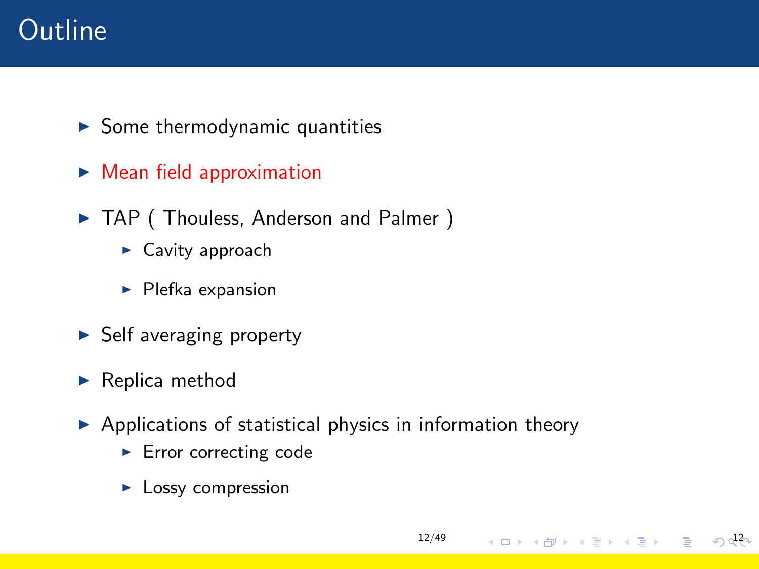# Outline

- Some thermodynamic quantities
- Mean field approximation
- TAP ( Thouless, Anderson and Palmer )
  - Cavity approach
  - Plefka expansion
- Self averaging property
- Replica method
- Applications of statistical physics in information theory
  - Error correcting code
  - Lossy compression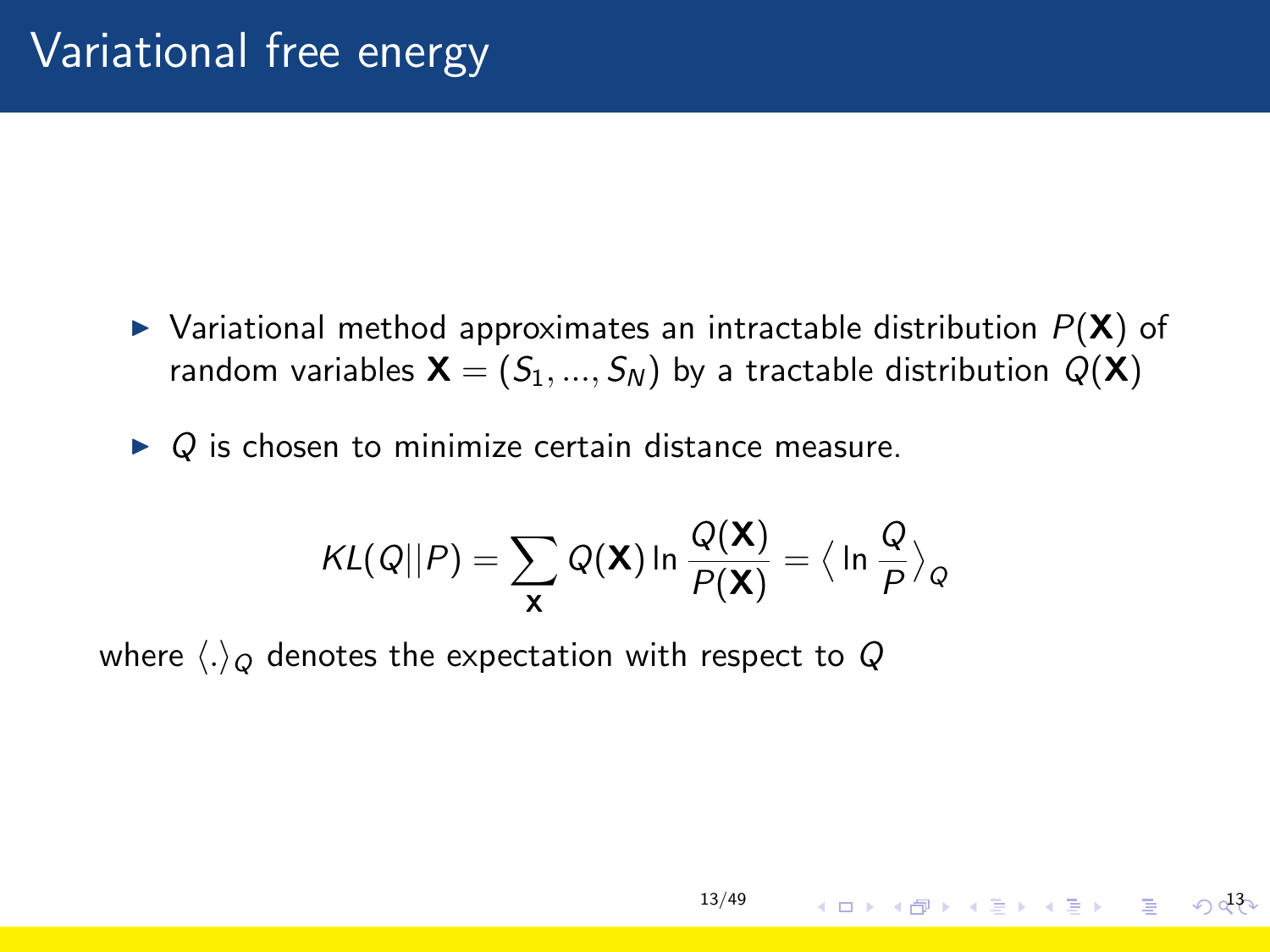# Variational free energy

- Variational method approximates an intractable distribution $P(\mathbf{X})$ of random variables $\mathbf{X} = (S_1, ..., S_N)$ by a tractable distribution $Q(\mathbf{X})$
- $Q$ is chosen to minimize certain distance measure.

$$KL(Q||P) = \sum_{\mathbf{X}} Q(\mathbf{X}) \ln \frac{Q(\mathbf{X})}{P(\mathbf{X})} = \big\langle \ln \frac{Q}{P} \big\rangle_Q$$

where $\langle . \rangle_Q$ denotes the expectation with respect to $Q$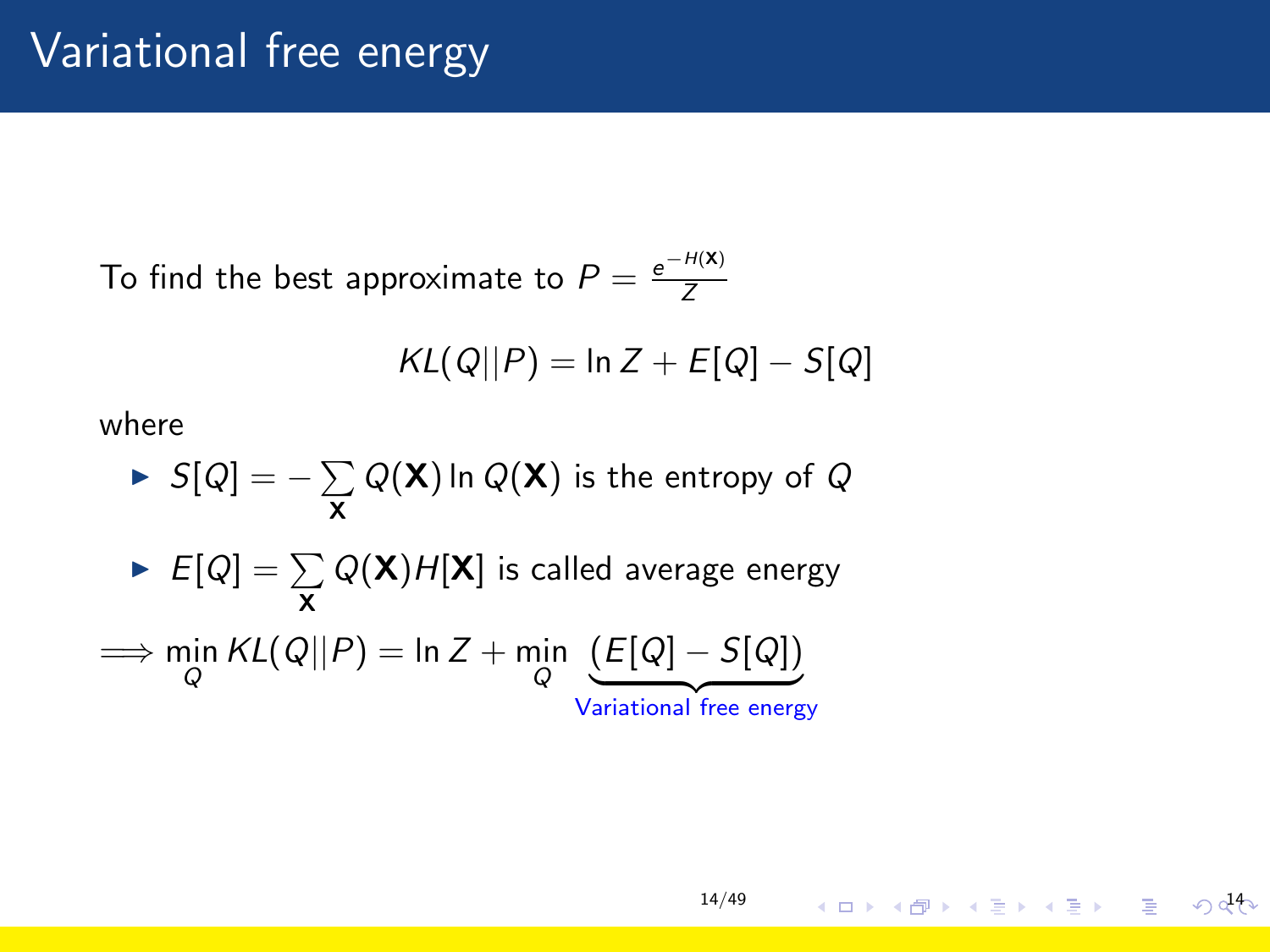# Variational free energy

To find the best approximate to $P = \frac{e^{-H(\mathbf{X})}}{Z}$

$$KL(Q||P) = \ln Z + E[Q] - S[Q]$$

where

- $S[Q] = -\sum_{\mathbf{X}} Q(\mathbf{X}) \ln Q(\mathbf{X})$ is the entropy of $Q$
- $E[Q] = \sum_{\mathbf{X}} Q(\mathbf{X}) H[\mathbf{X}]$ is called average energy

$$\implies \min_{Q} KL(Q||P) = \ln Z + \min_{Q} \underbrace{(E[Q] - S[Q])}_{\text{Variational free energy}}$$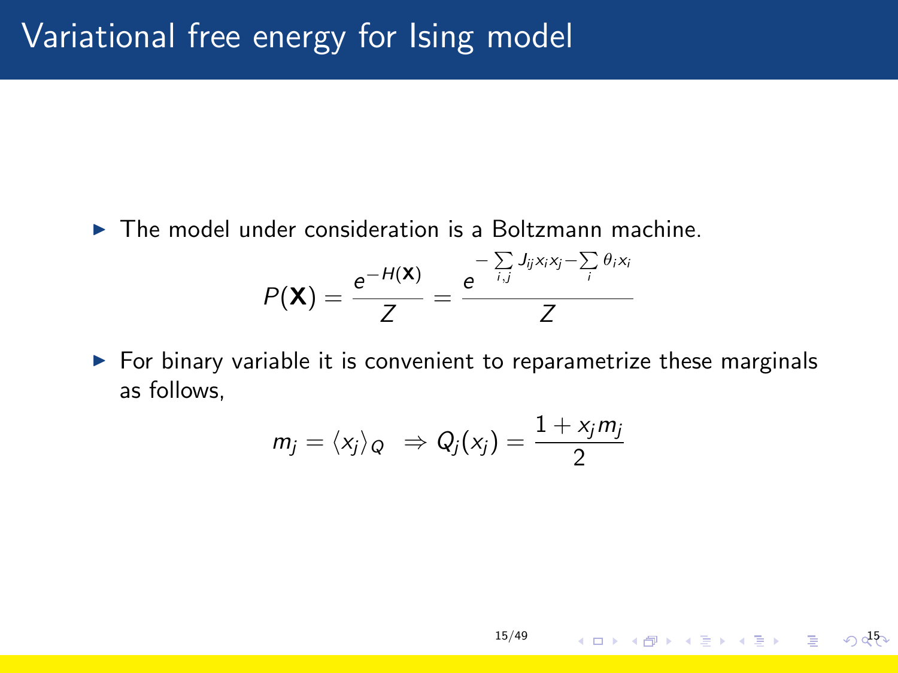# Variational free energy for Ising model

- The model under consideration is a Boltzmann machine.

$$P(\mathbf{X}) = \frac{e^{-H(\mathbf{X})}}{Z} = \frac{e^{-\sum\limits_{i,j} J_{ij} x_i x_j - \sum\limits_{i} \theta_i x_i}}{Z}$$

- For binary variable it is convenient to reparametrize these marginals as follows,

$$m_j = \langle x_j \rangle_Q \;\; \Rightarrow Q_j(x_j) = \frac{1 + x_j m_j}{2}$$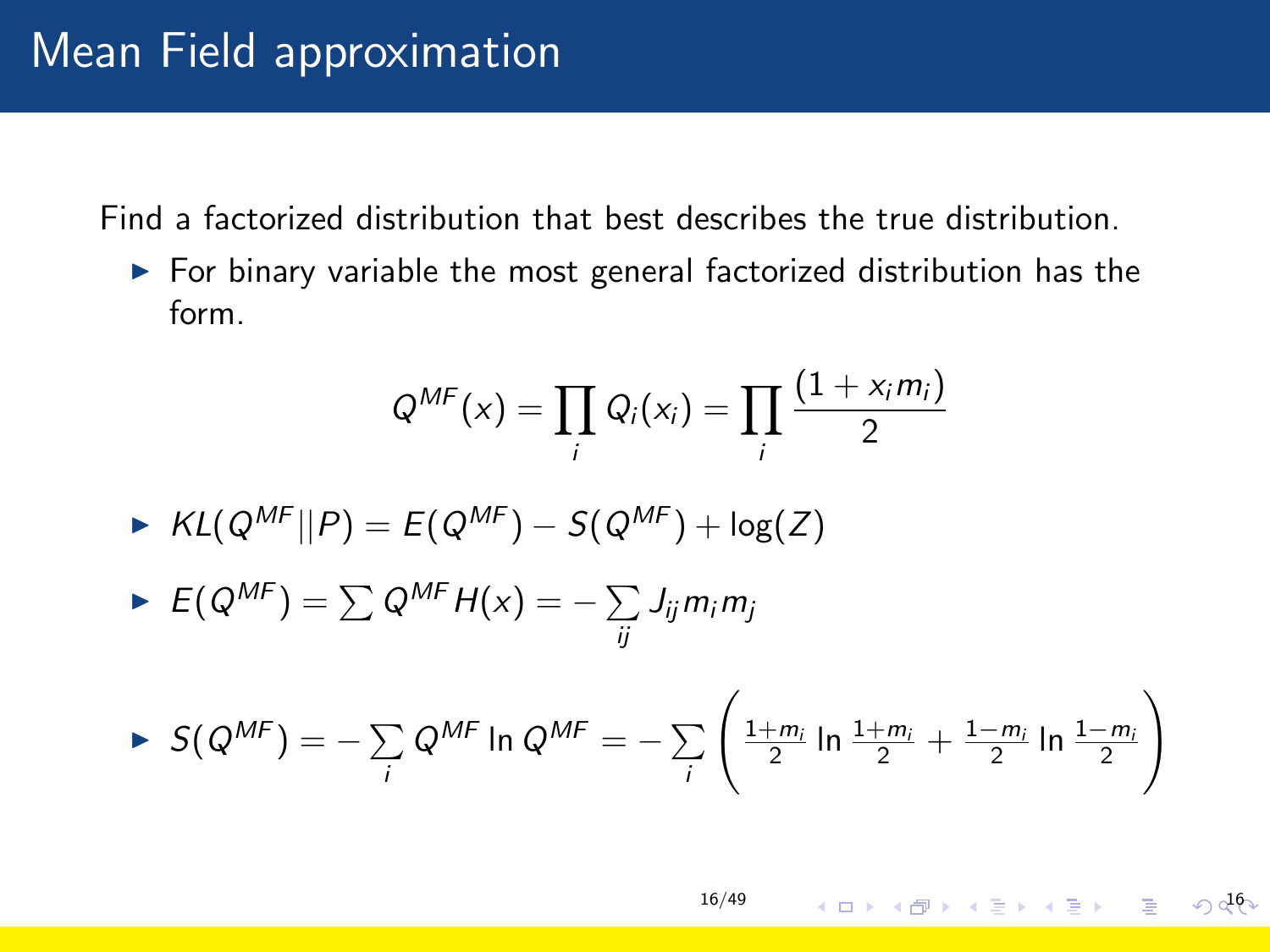# Mean Field approximation

Find a factorized distribution that best describes the true distribution.

- For binary variable the most general factorized distribution has the form.

$$Q^{MF}(x) = \prod_i Q_i(x_i) = \prod_i \frac{(1 + x_i m_i)}{2}$$

- $KL(Q^{MF}||P) = E(Q^{MF}) - S(Q^{MF}) + \log(Z)$
- $E(Q^{MF}) = \sum Q^{MF} H(x) = -\sum_{ij} J_{ij} m_i m_j$
- $S(Q^{MF}) = -\sum_i Q^{MF} \ln Q^{MF} = -\sum_i \left( \frac{1+m_i}{2} \ln \frac{1+m_i}{2} + \frac{1-m_i}{2} \ln \frac{1-m_i}{2} \right)$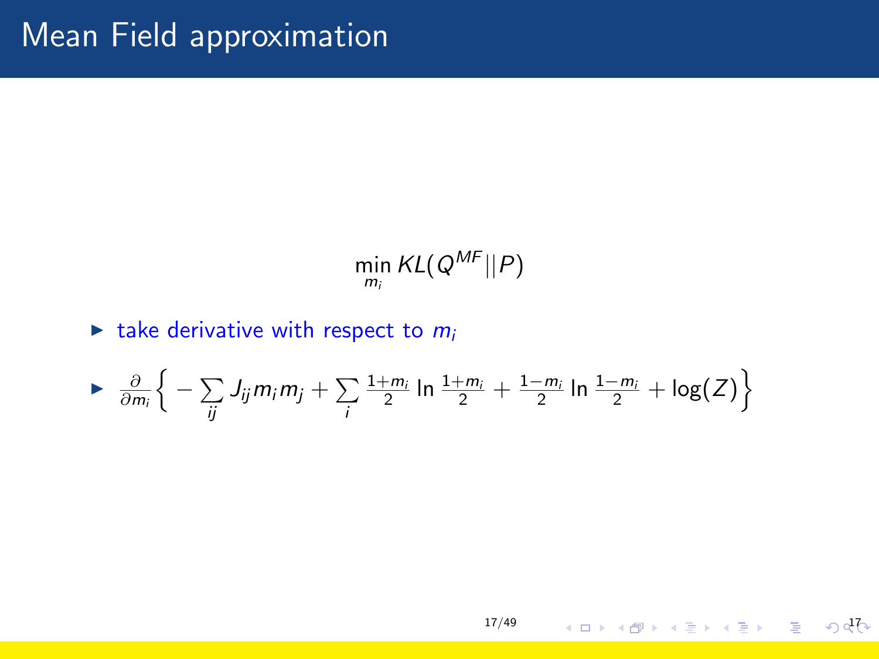# Mean Field approximation

$$\min_{m_i} KL(Q^{MF}||P)$$

- take derivative with respect to $m_i$
- $\frac{\partial}{\partial m_i}\Big\{ -\sum_{ij} J_{ij} m_i m_j + \sum_{i} \frac{1+m_i}{2} \ln \frac{1+m_i}{2} + \frac{1-m_i}{2} \ln \frac{1-m_i}{2} + \log(Z) \Big\}$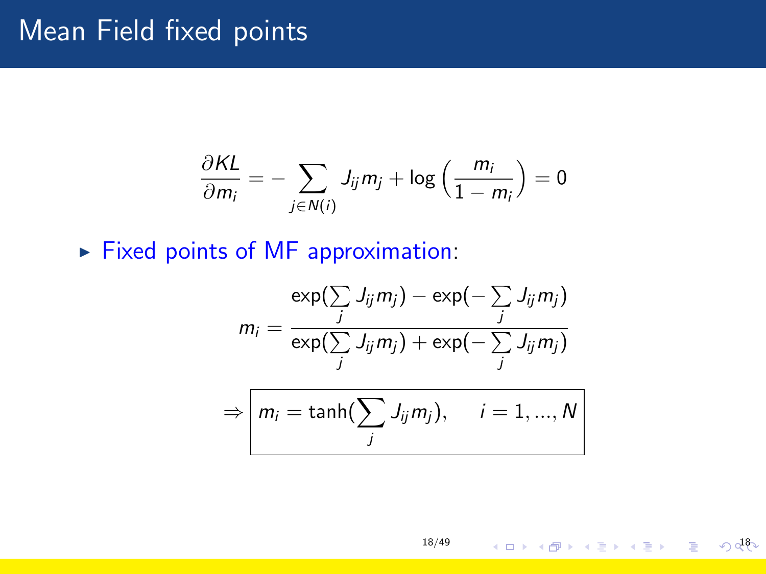# Mean Field fixed points

$$\frac{\partial KL}{\partial m_i} = -\sum_{j \in N(i)} J_{ij} m_j + \log\left(\frac{m_i}{1 - m_i}\right) = 0$$

- Fixed points of MF approximation:

$$m_i = \frac{\exp(\sum_j J_{ij} m_j) - \exp(-\sum_j J_{ij} m_j)}{\exp(\sum_j J_{ij} m_j) + \exp(-\sum_j J_{ij} m_j)}$$

$$\Rightarrow \boxed{m_i = \tanh(\sum_j J_{ij} m_j), \qquad i = 1, ..., N}$$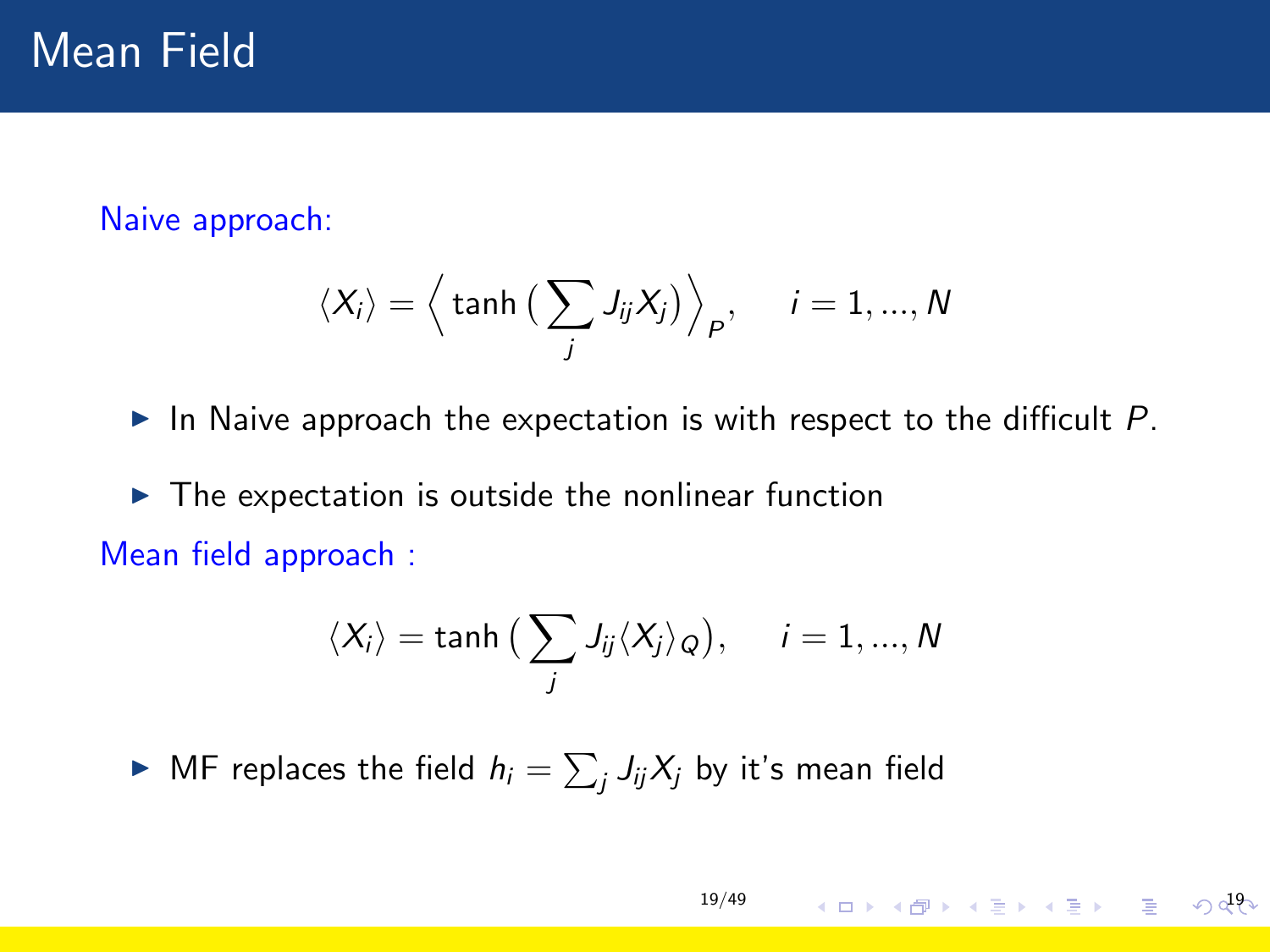# Mean Field

Naive approach:

$$\langle X_i \rangle = \Big\langle \tanh\big(\sum_j J_{ij} X_j\big) \Big\rangle_P, \qquad i = 1, ..., N$$

- In Naive approach the expectation is with respect to the difficult $P$.
- The expectation is outside the nonlinear function

Mean field approach :

$$\langle X_i \rangle = \tanh\big(\sum_j J_{ij} \langle X_j \rangle_Q\big), \qquad i = 1, ..., N$$

- MF replaces the field $h_i = \sum_j J_{ij} X_j$ by it's mean field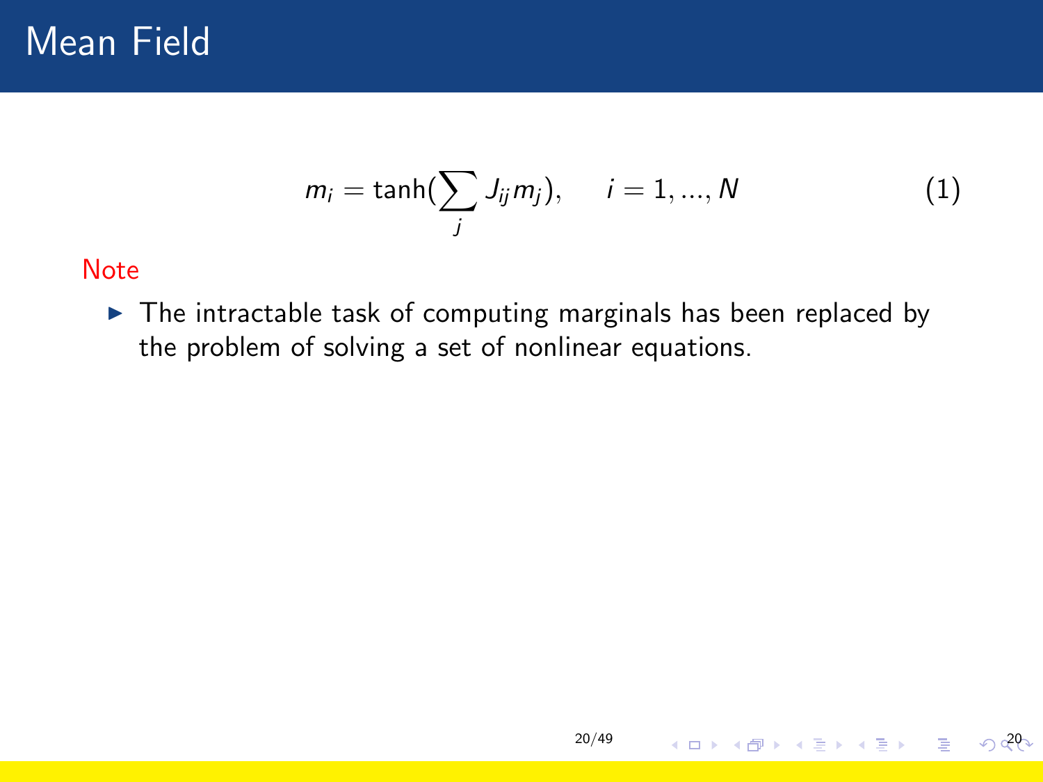# Mean Field

$$m_i = \tanh(\sum_j J_{ij} m_j), \qquad i = 1, ..., N \tag{1}$$

Note

- The intractable task of computing marginals has been replaced by the problem of solving a set of nonlinear equations.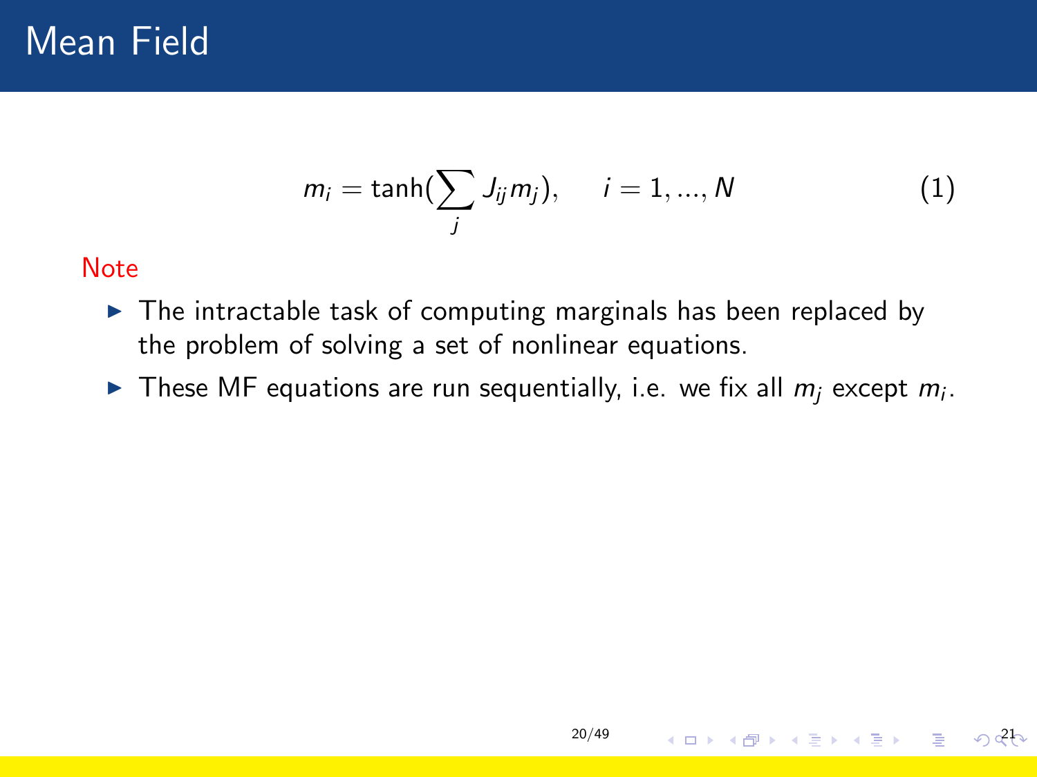# Mean Field

$$m_i = \tanh\left(\sum_j J_{ij} m_j\right), \qquad i = 1, ..., N \tag{1}$$

Note

- The intractable task of computing marginals has been replaced by the problem of solving a set of nonlinear equations.
- These MF equations are run sequentially, i.e. we fix all $m_j$ except $m_i$.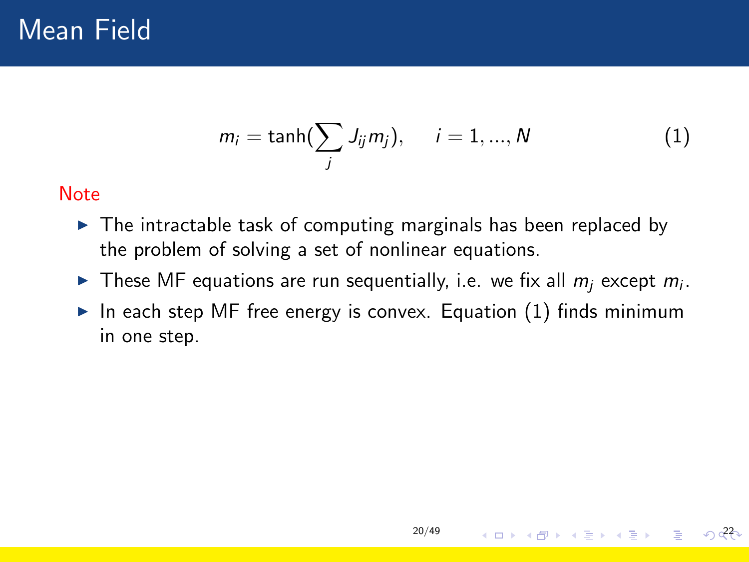# Mean Field

$$m_i = \tanh(\sum_j J_{ij} m_j), \quad i = 1, ..., N \tag{1}$$

Note

- The intractable task of computing marginals has been replaced by the problem of solving a set of nonlinear equations.
- These MF equations are run sequentially, i.e. we fix all $m_j$ except $m_i$.
- In each step MF free energy is convex. Equation (1) finds minimum in one step.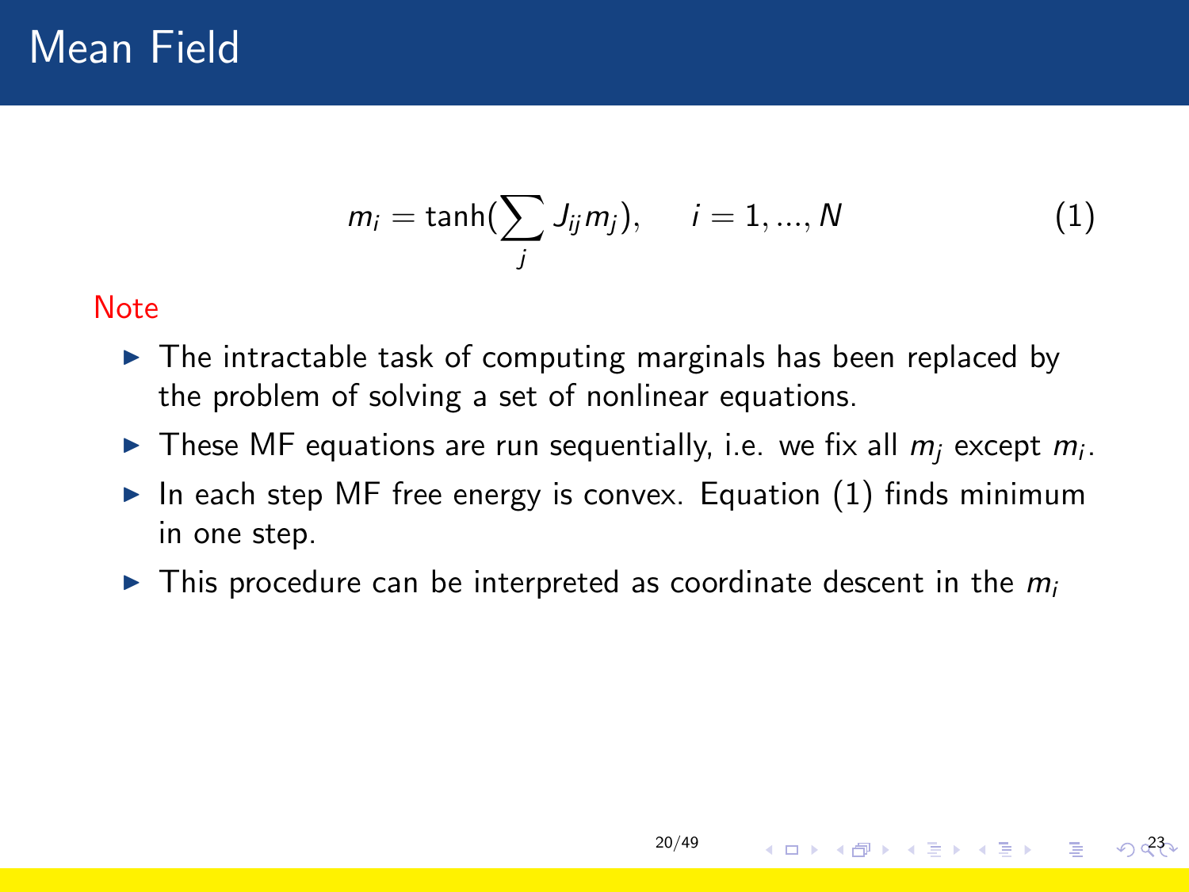# Mean Field

$$m_i = \tanh(\sum_j J_{ij} m_j), \qquad i = 1, ..., N \tag{1}$$

Note

- The intractable task of computing marginals has been replaced by the problem of solving a set of nonlinear equations.
- These MF equations are run sequentially, i.e. we fix all $m_j$ except $m_i$.
- In each step MF free energy is convex. Equation (1) finds minimum in one step.
- This procedure can be interpreted as coordinate descent in the $m_i$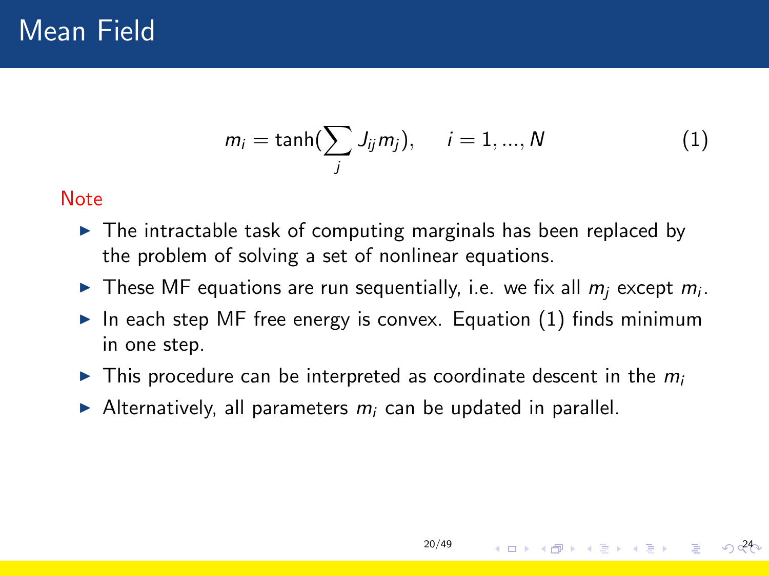# Mean Field

$$m_i = \tanh(\sum_j J_{ij} m_j), \qquad i = 1, ..., N \tag{1}$$

Note

- The intractable task of computing marginals has been replaced by the problem of solving a set of nonlinear equations.
- These MF equations are run sequentially, i.e. we fix all $m_j$ except $m_i$.
- In each step MF free energy is convex. Equation (1) finds minimum in one step.
- This procedure can be interpreted as coordinate descent in the $m_i$
- Alternatively, all parameters $m_i$ can be updated in parallel.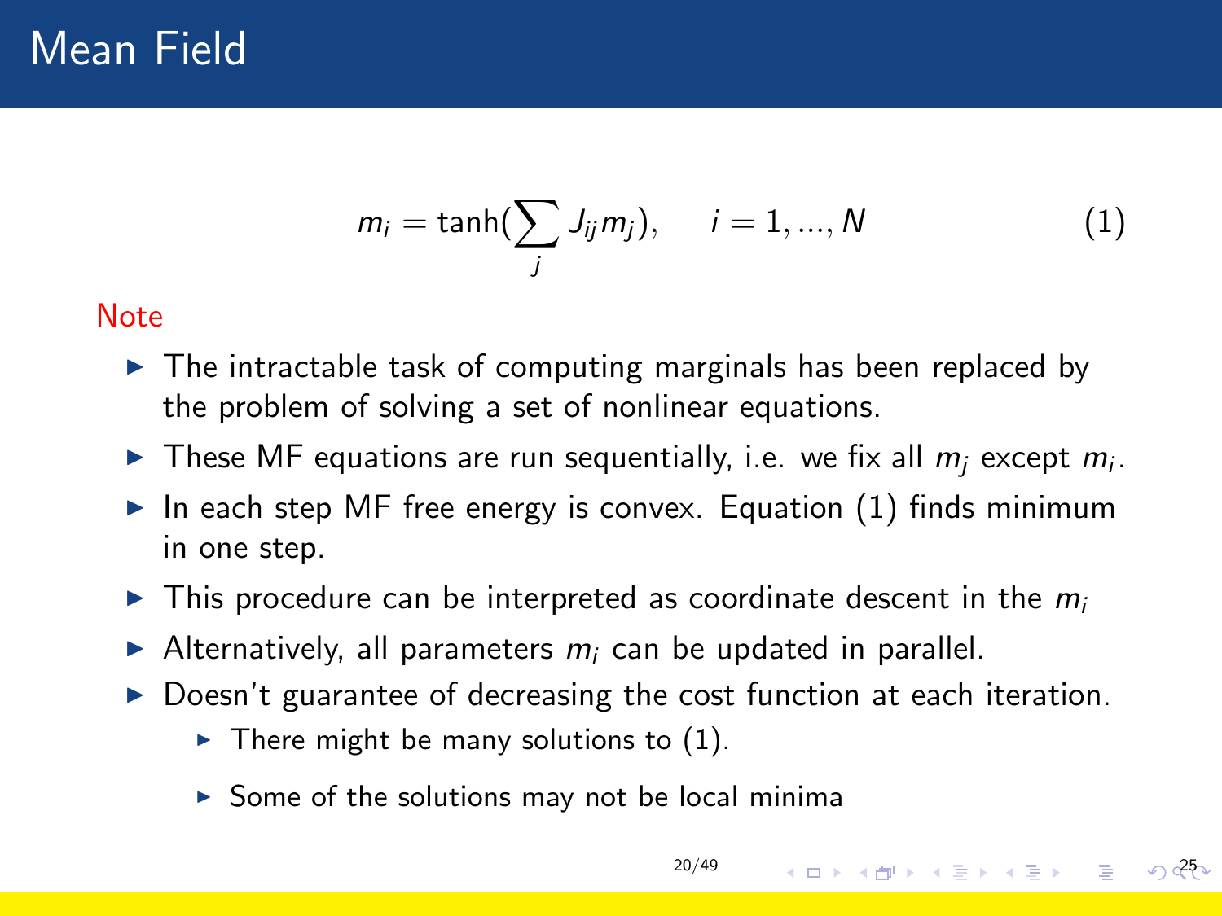# Mean Field

$$m_i = \tanh(\sum_j J_{ij} m_j), \qquad i = 1, ..., N \tag{1}$$

Note

- The intractable task of computing marginals has been replaced by the problem of solving a set of nonlinear equations.
- These MF equations are run sequentially, i.e. we fix all $m_j$ except $m_i$.
- In each step MF free energy is convex. Equation (1) finds minimum in one step.
- This procedure can be interpreted as coordinate descent in the $m_i$
- Alternatively, all parameters $m_i$ can be updated in parallel.
- Doesn't guarantee of decreasing the cost function at each iteration.
  - There might be many solutions to (1).
  - Some of the solutions may not be local minima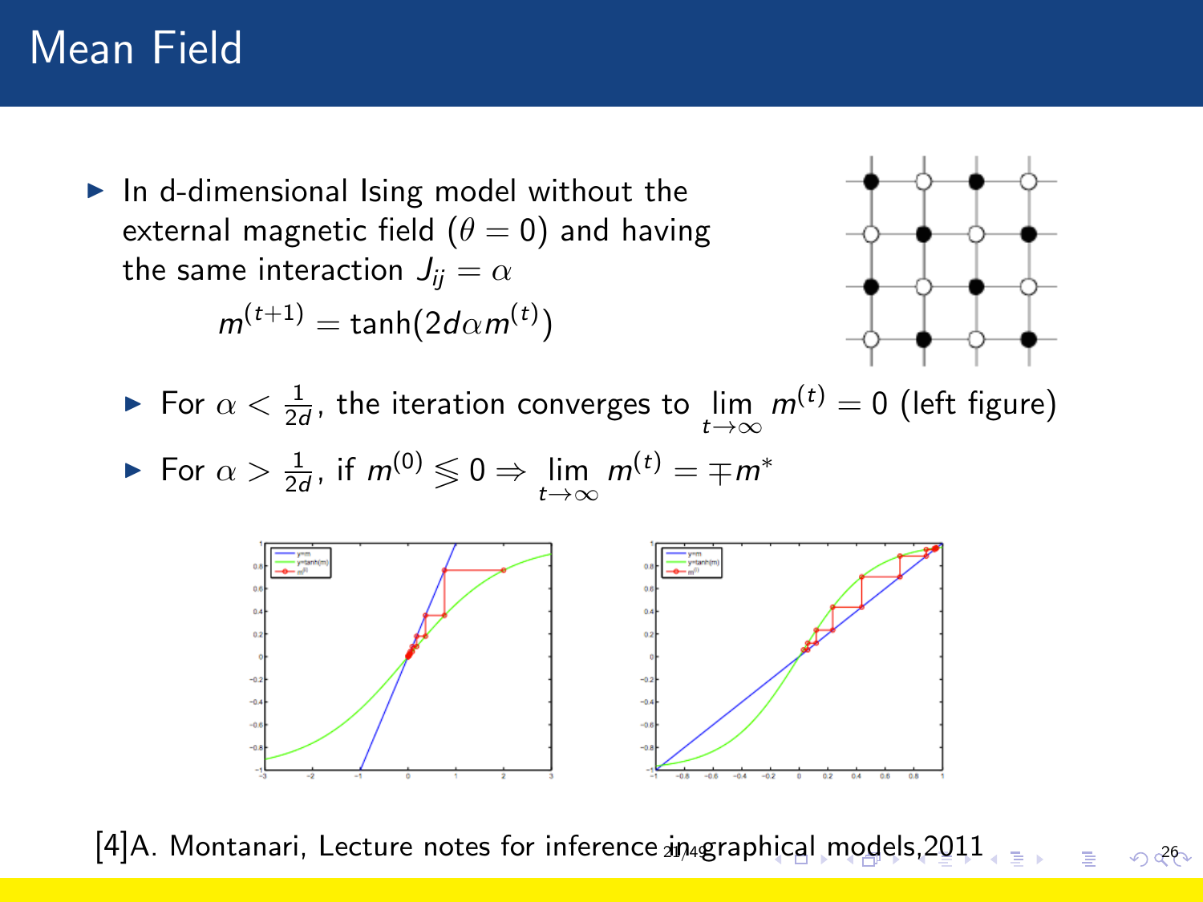# Mean Field

- In d-dimensional Ising model without the external magnetic field ($\theta = 0$) and having the same interaction $J_{ij} = \alpha$

$$m^{(t+1)} = \tanh(2d\alpha m^{(t)})$$

  - For $\alpha < \frac{1}{2d}$, the iteration converges to $\lim_{t\to\infty} m^{(t)} = 0$ (left figure)
  - For $\alpha > \frac{1}{2d}$, if $m^{(0)} \lessgtr 0 \Rightarrow \lim_{t\to\infty} m^{(t)} = \mp m^*$

[4]A. Montanari, Lecture notes for inference in graphical models,2011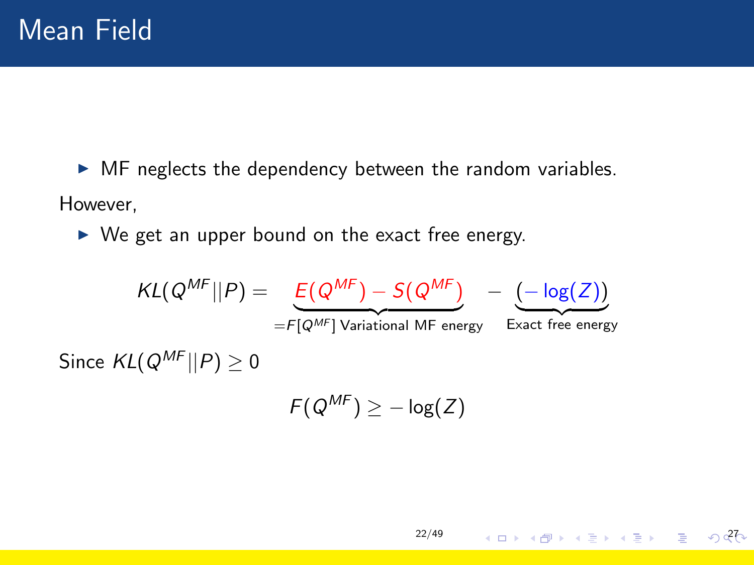# Mean Field

- MF neglects the dependency between the random variables.

However,

- We get an upper bound on the exact free energy.

$$KL(Q^{MF}||P) = \underbrace{E(Q^{MF}) - S(Q^{MF})}_{=F[Q^{MF}] \text{ Variational MF energy}} - \underbrace{(-\log(Z))}_{\text{Exact free energy}}$$

Since $KL(Q^{MF}||P) \geq 0$

$$F(Q^{MF}) \geq -\log(Z)$$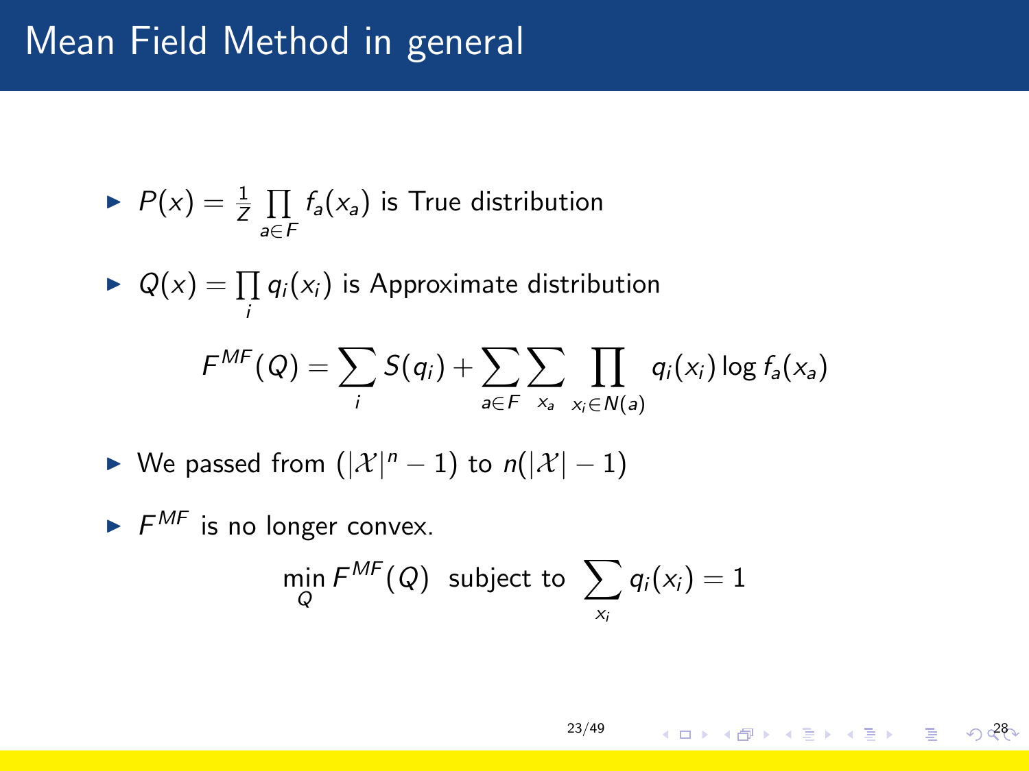# Mean Field Method in general

- $P(x) = \frac{1}{Z} \prod_{a \in F} f_a(x_a)$ is True distribution
- $Q(x) = \prod_i q_i(x_i)$ is Approximate distribution

$$F^{MF}(Q) = \sum_i S(q_i) + \sum_{a \in F} \sum_{x_a} \prod_{x_i \in N(a)} q_i(x_i) \log f_a(x_a)$$

- We passed from $(|\mathcal{X}|^n - 1)$ to $n(|\mathcal{X}| - 1)$
- $F^{MF}$ is no longer convex.

$$\min_Q F^{MF}(Q) \text{ subject to } \sum_{x_i} q_i(x_i) = 1$$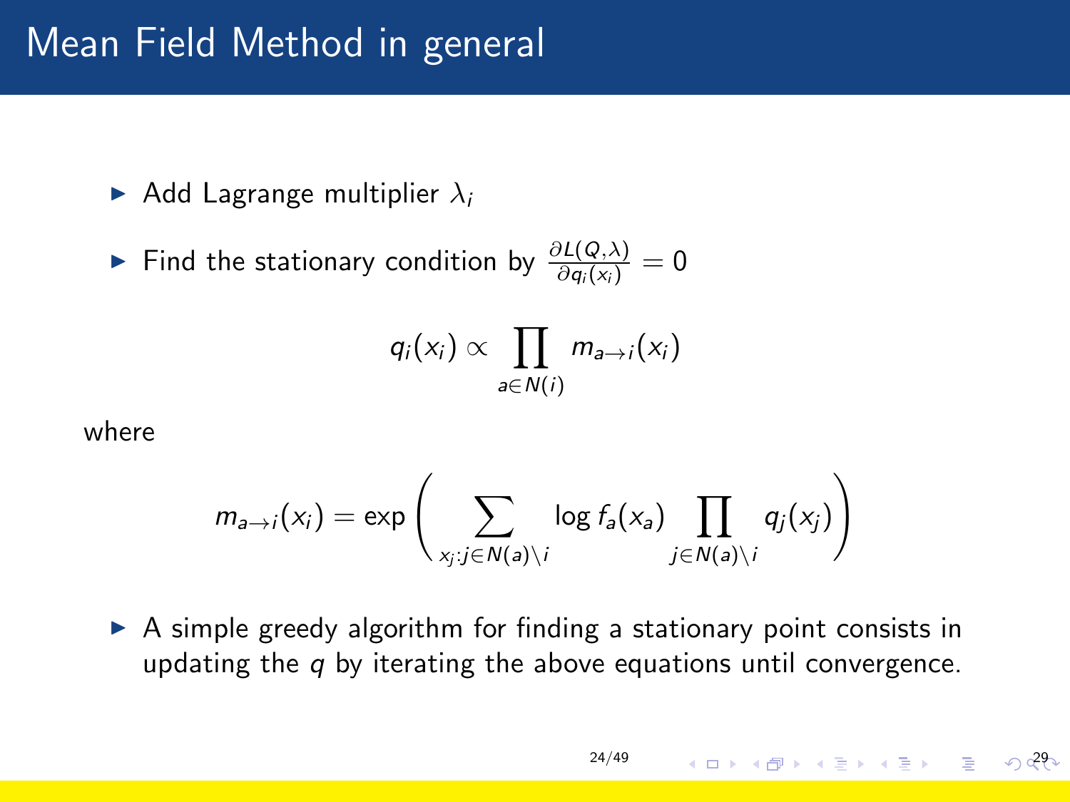# Mean Field Method in general

- Add Lagrange multiplier $\lambda_i$
- Find the stationary condition by $\frac{\partial L(Q,\lambda)}{\partial q_i(x_i)} = 0$

$$q_i(x_i) \propto \prod_{a \in N(i)} m_{a \to i}(x_i)$$

where

$$m_{a \to i}(x_i) = \exp\left( \sum_{x_j : j \in N(a) \setminus i} \log f_a(x_a) \prod_{j \in N(a) \setminus i} q_j(x_j) \right)$$

- A simple greedy algorithm for finding a stationary point consists in updating the $q$ by iterating the above equations until convergence.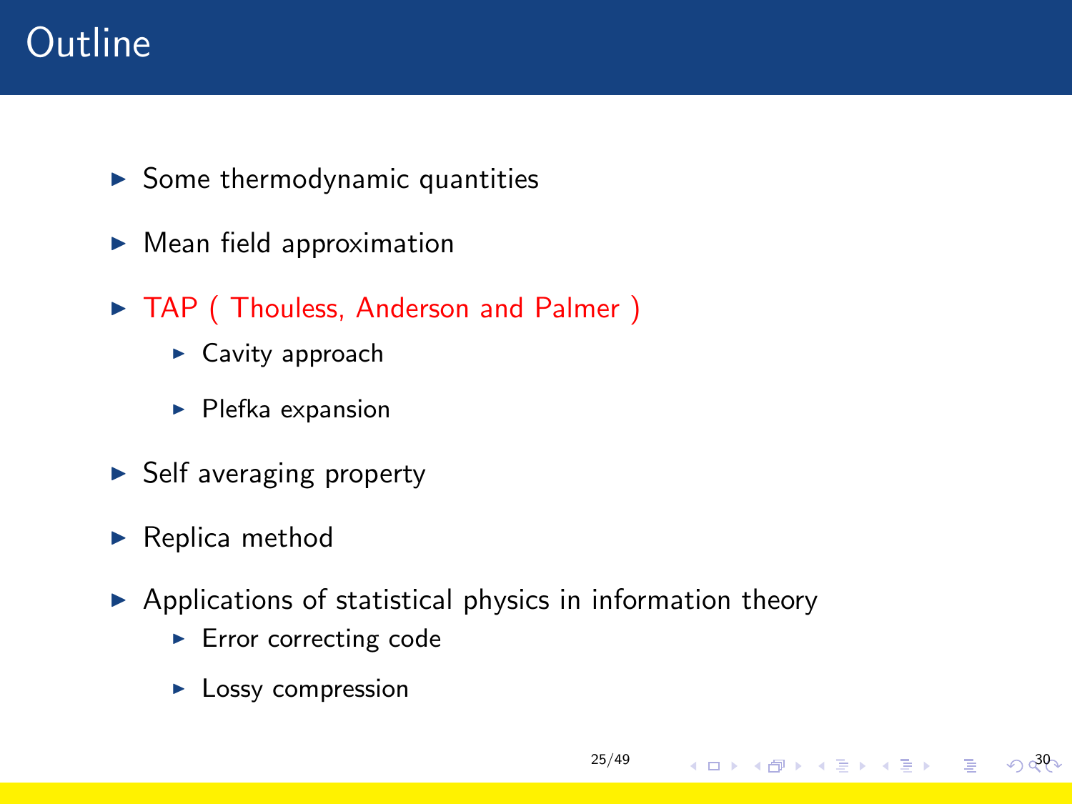# Outline

- Some thermodynamic quantities
- Mean field approximation
- TAP ( Thouless, Anderson and Palmer )
  - Cavity approach
  - Plefka expansion
- Self averaging property
- Replica method
- Applications of statistical physics in information theory
  - Error correcting code
  - Lossy compression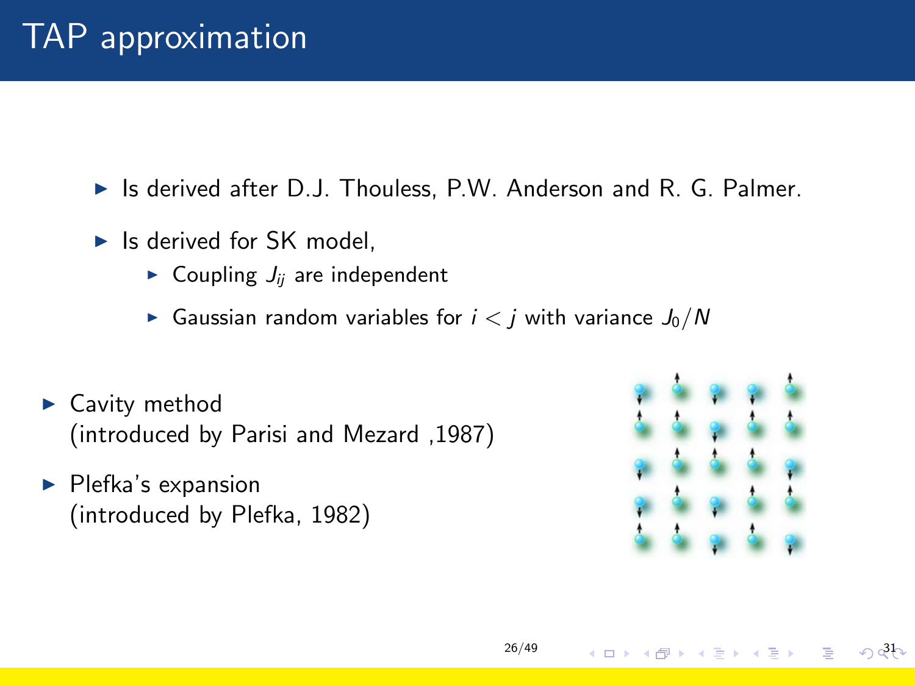# TAP approximation

- Is derived after D.J. Thouless, P.W. Anderson and R. G. Palmer.
- Is derived for SK model,
  - Coupling $J_{ij}$ are independent
  - Gaussian random variables for $i < j$ with variance $J_0/N$

- Cavity method
  (introduced by Parisi and Mezard ,1987)
- Plefka's expansion
  (introduced by Plefka, 1982)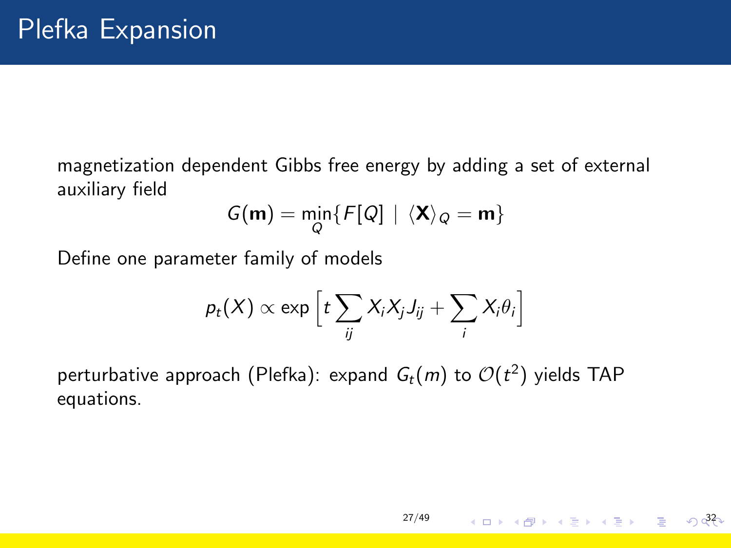# Plefka Expansion

magnetization dependent Gibbs free energy by adding a set of external auxiliary field

$$G(\mathbf{m}) = \min_{Q}\{F[Q] \mid \langle \mathbf{X} \rangle_Q = \mathbf{m}\}$$

Define one parameter family of models

$$p_t(X) \propto \exp\left[t \sum_{ij} X_i X_j J_{ij} + \sum_i X_i \theta_i\right]$$

perturbative approach (Plefka): expand $G_t(m)$ to $\mathcal{O}(t^2)$ yields TAP equations.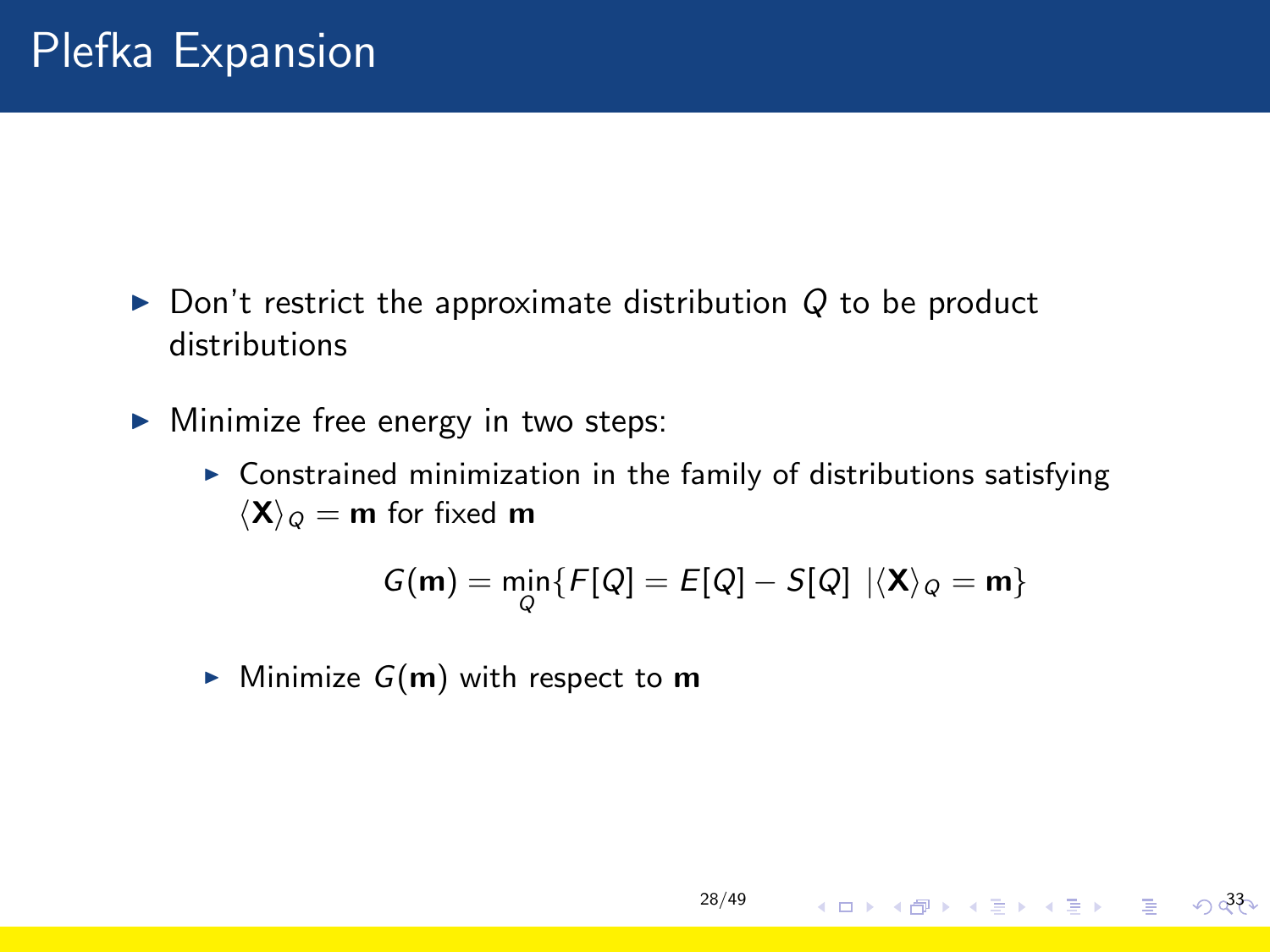# Plefka Expansion

- Don't restrict the approximate distribution $Q$ to be product distributions
- Minimize free energy in two steps:
  - Constrained minimization in the family of distributions satisfying $\langle \mathbf{X} \rangle_Q = \mathbf{m}$ for fixed $\mathbf{m}$

$$G(\mathbf{m}) = \min_Q \{ F[Q] = E[Q] - S[Q] \ | \langle \mathbf{X} \rangle_Q = \mathbf{m} \}$$

  - Minimize $G(\mathbf{m})$ with respect to $\mathbf{m}$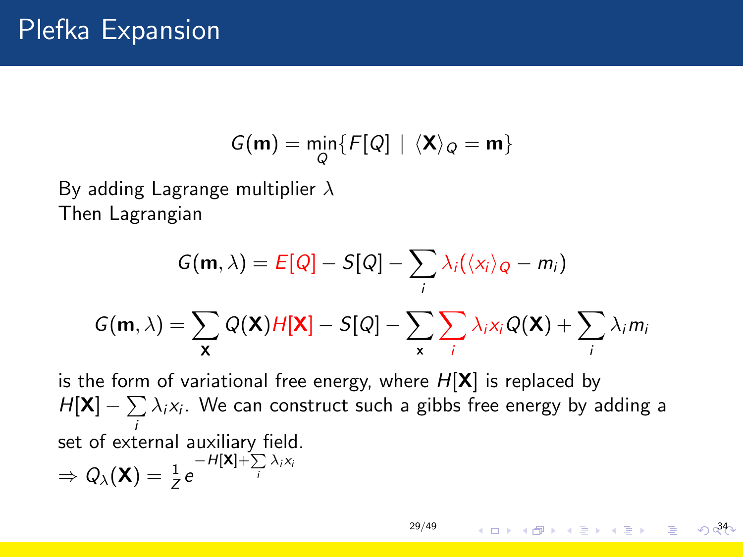# Plefka Expansion

$$G(\mathbf{m}) = \min_{Q}\{F[Q] \mid \langle \mathbf{X} \rangle_Q = \mathbf{m}\}$$

By adding Lagrange multiplier $\lambda$
Then Lagrangian

$$G(\mathbf{m}, \lambda) = E[Q] - S[Q] - \sum_i \lambda_i(\langle x_i \rangle_Q - m_i)$$

$$G(\mathbf{m}, \lambda) = \sum_{\mathbf{X}} Q(\mathbf{X}) H[\mathbf{X}] - S[Q] - \sum_{\mathbf{x}} \sum_i \lambda_i x_i Q(\mathbf{X}) + \sum_i \lambda_i m_i$$

is the form of variational free energy, where $H[\mathbf{X}]$ is replaced by $H[\mathbf{X}] - \sum_i \lambda_i x_i$. We can construct such a gibbs free energy by adding a set of external auxiliary field.

$\Rightarrow Q_\lambda(\mathbf{X}) = \frac{1}{Z} e^{-H[\mathbf{X}] + \sum_i \lambda_i x_i}$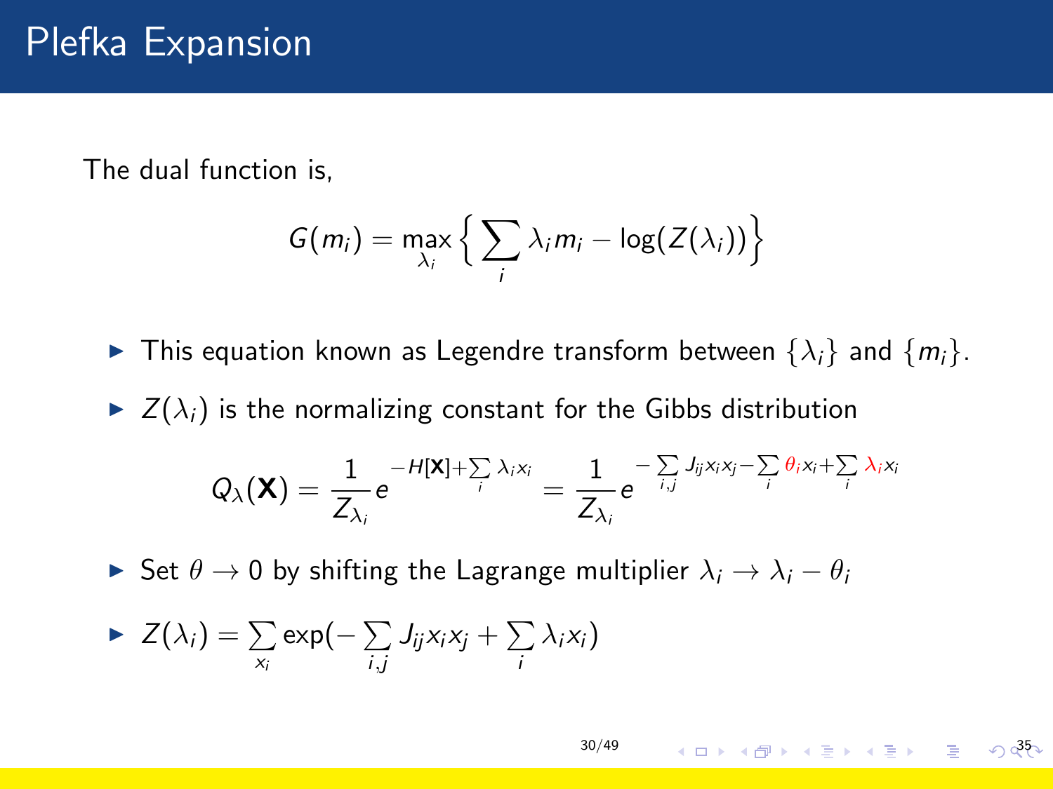# Plefka Expansion

The dual function is,

$$G(m_i) = \max_{\lambda_i} \Big\{ \sum_i \lambda_i m_i - \log(Z(\lambda_i)) \Big\}$$

- This equation known as Legendre transform between $\{\lambda_i\}$ and $\{m_i\}$.
- $Z(\lambda_i)$ is the normalizing constant for the Gibbs distribution

$$Q_\lambda(\mathbf{X}) = \frac{1}{Z_{\lambda_i}} e^{-H[\mathbf{X}] + \sum_i \lambda_i x_i} = \frac{1}{Z_{\lambda_i}} e^{-\sum_{i,j} J_{ij} x_i x_j - \sum_i {\color{red}\theta_i} x_i + \sum_i {\color{red}\lambda_i} x_i}$$

- Set $\theta \to 0$ by shifting the Lagrange multiplier $\lambda_i \to \lambda_i - \theta_i$
- $Z(\lambda_i) = \sum_{x_i} \exp(-\sum_{i,j} J_{ij} x_i x_j + \sum_i \lambda_i x_i)$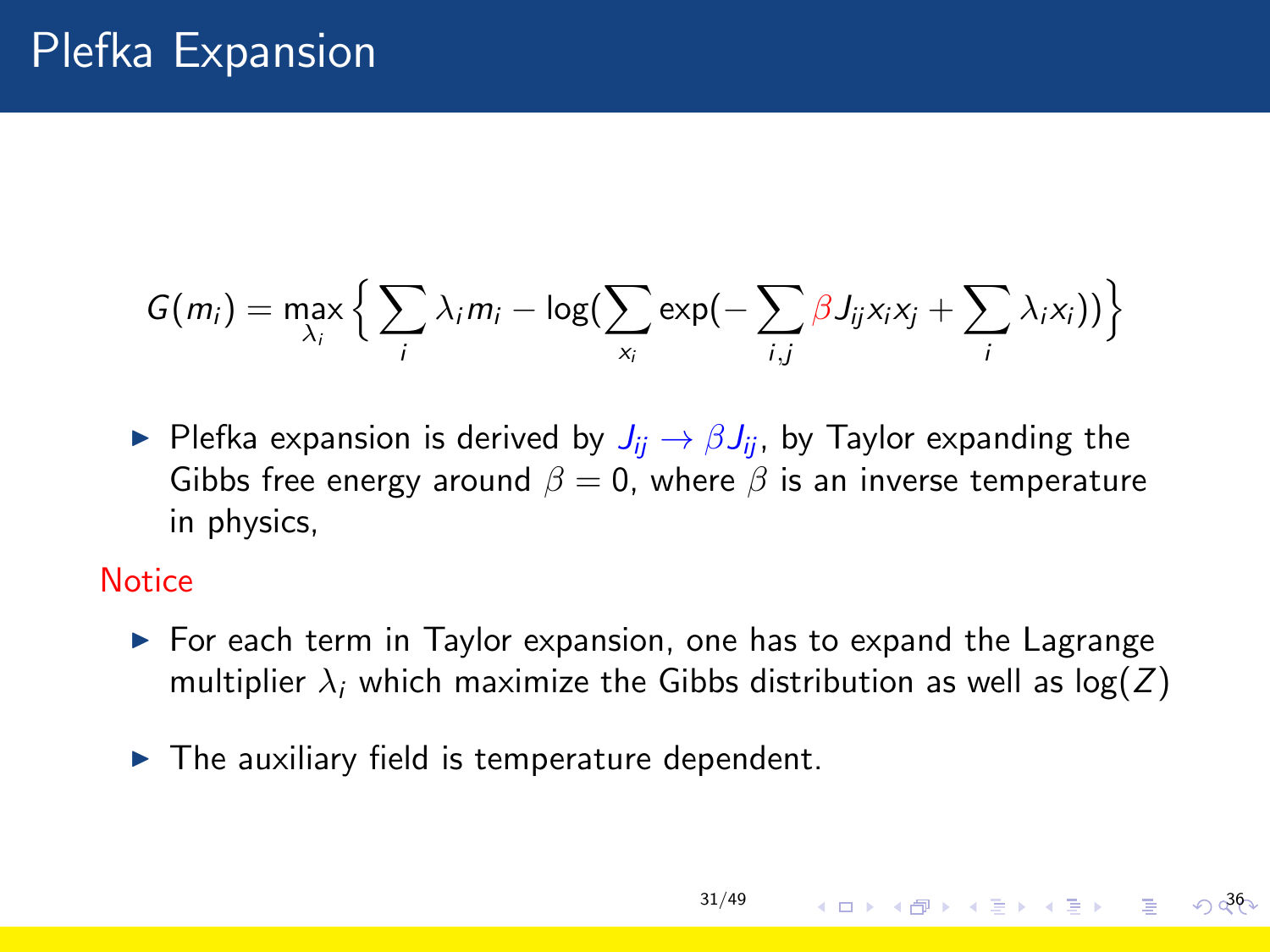# Plefka Expansion

$$G(m_i) = \max_{\lambda_i} \Big\{ \sum_i \lambda_i m_i - \log(\sum_{x_i} \exp(-\sum_{i,j} \beta J_{ij} x_i x_j + \sum_i \lambda_i x_i)) \Big\}$$

- Plefka expansion is derived by $J_{ij} \to \beta J_{ij}$, by Taylor expanding the Gibbs free energy around $\beta = 0$, where $\beta$ is an inverse temperature in physics,

Notice

- For each term in Taylor expansion, one has to expand the Lagrange multiplier $\lambda_i$ which maximize the Gibbs distribution as well as $\log(Z)$
- The auxiliary field is temperature dependent.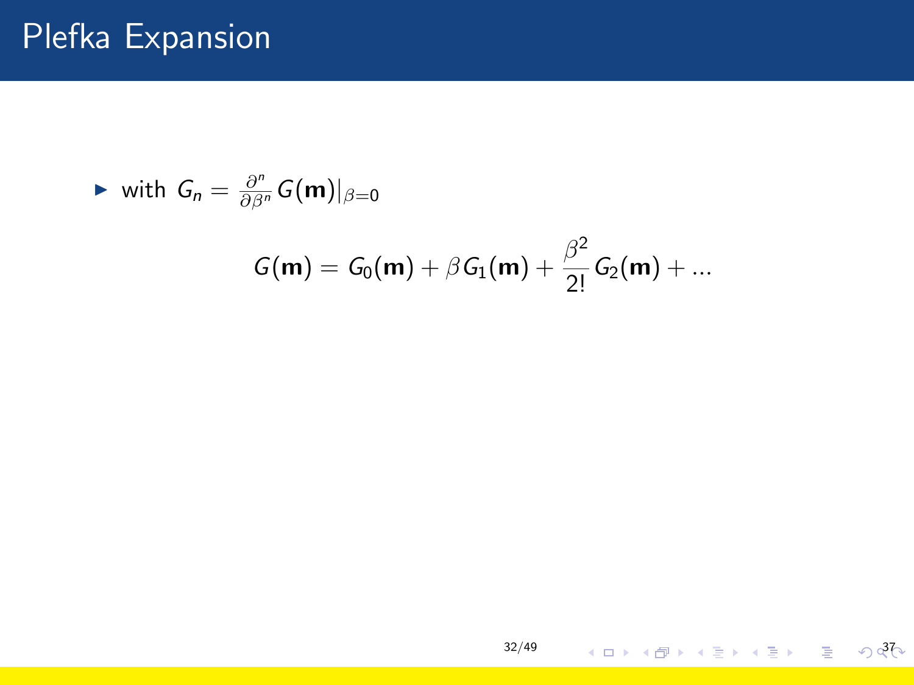# Plefka Expansion

- with $G_n = \frac{\partial^n}{\partial \beta^n} G(\mathbf{m})|_{\beta=0}$

$$G(\mathbf{m}) = G_0(\mathbf{m}) + \beta G_1(\mathbf{m}) + \frac{\beta^2}{2!} G_2(\mathbf{m}) + \ldots$$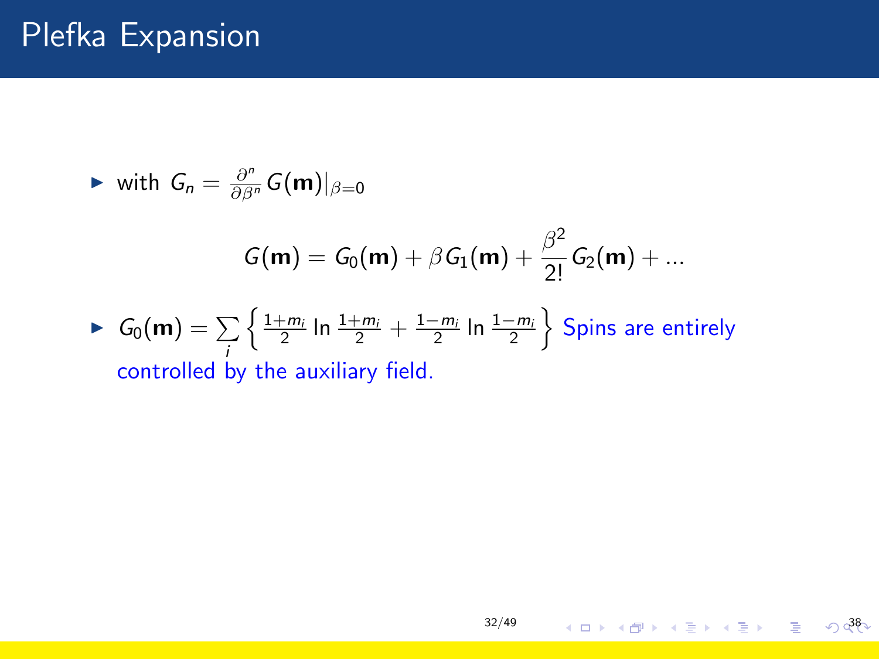# Plefka Expansion

- with $G_n = \frac{\partial^n}{\partial \beta^n} G(\mathbf{m})|_{\beta=0}$

$$G(\mathbf{m}) = G_0(\mathbf{m}) + \beta G_1(\mathbf{m}) + \frac{\beta^2}{2!} G_2(\mathbf{m}) + ...$$

- $G_0(\mathbf{m}) = \sum_i \left\{ \frac{1+m_i}{2} \ln \frac{1+m_i}{2} + \frac{1-m_i}{2} \ln \frac{1-m_i}{2} \right\}$ Spins are entirely controlled by the auxiliary field.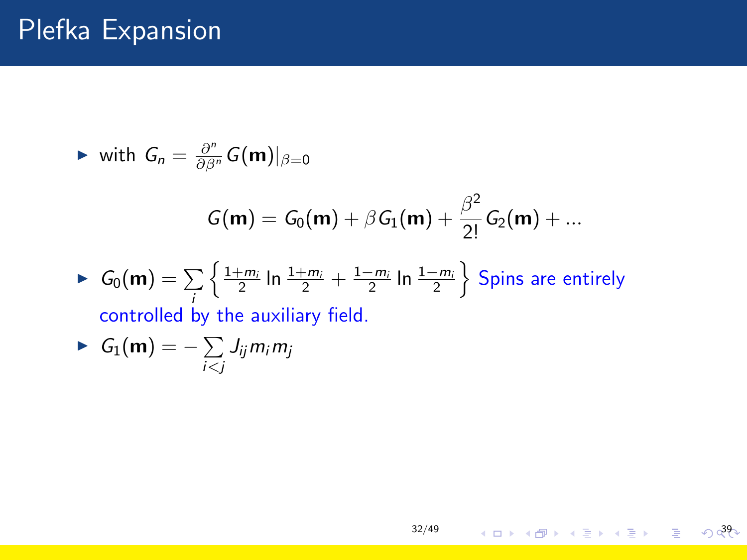# Plefka Expansion

- with $G_n = \frac{\partial^n}{\partial \beta^n} G(\mathbf{m})|_{\beta=0}$

$$G(\mathbf{m}) = G_0(\mathbf{m}) + \beta G_1(\mathbf{m}) + \frac{\beta^2}{2!} G_2(\mathbf{m}) + ...$$

- $G_0(\mathbf{m}) = \sum_i \left\{ \frac{1+m_i}{2} \ln \frac{1+m_i}{2} + \frac{1-m_i}{2} \ln \frac{1-m_i}{2} \right\}$ Spins are entirely controlled by the auxiliary field.
- $G_1(\mathbf{m}) = -\sum_{i<j} J_{ij} m_i m_j$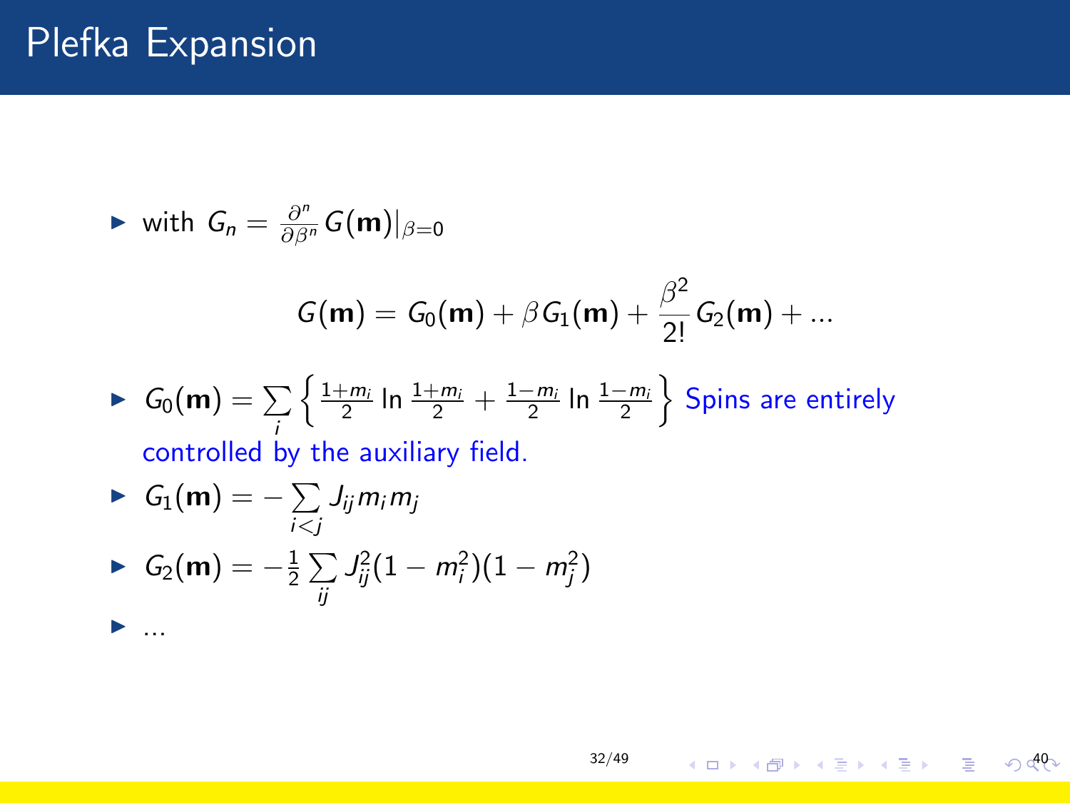# Plefka Expansion

- with $G_n = \frac{\partial^n}{\partial \beta^n} G(\mathbf{m})|_{\beta=0}$

$$G(\mathbf{m}) = G_0(\mathbf{m}) + \beta G_1(\mathbf{m}) + \frac{\beta^2}{2!} G_2(\mathbf{m}) + \ldots$$

- $G_0(\mathbf{m}) = \sum_i \left\{ \frac{1+m_i}{2} \ln \frac{1+m_i}{2} + \frac{1-m_i}{2} \ln \frac{1-m_i}{2} \right\}$ Spins are entirely controlled by the auxiliary field.
- $G_1(\mathbf{m}) = -\sum_{i<j} J_{ij} m_i m_j$
- $G_2(\mathbf{m}) = -\frac{1}{2} \sum_{ij} J_{ij}^2 (1 - m_i^2)(1 - m_j^2)$
- ...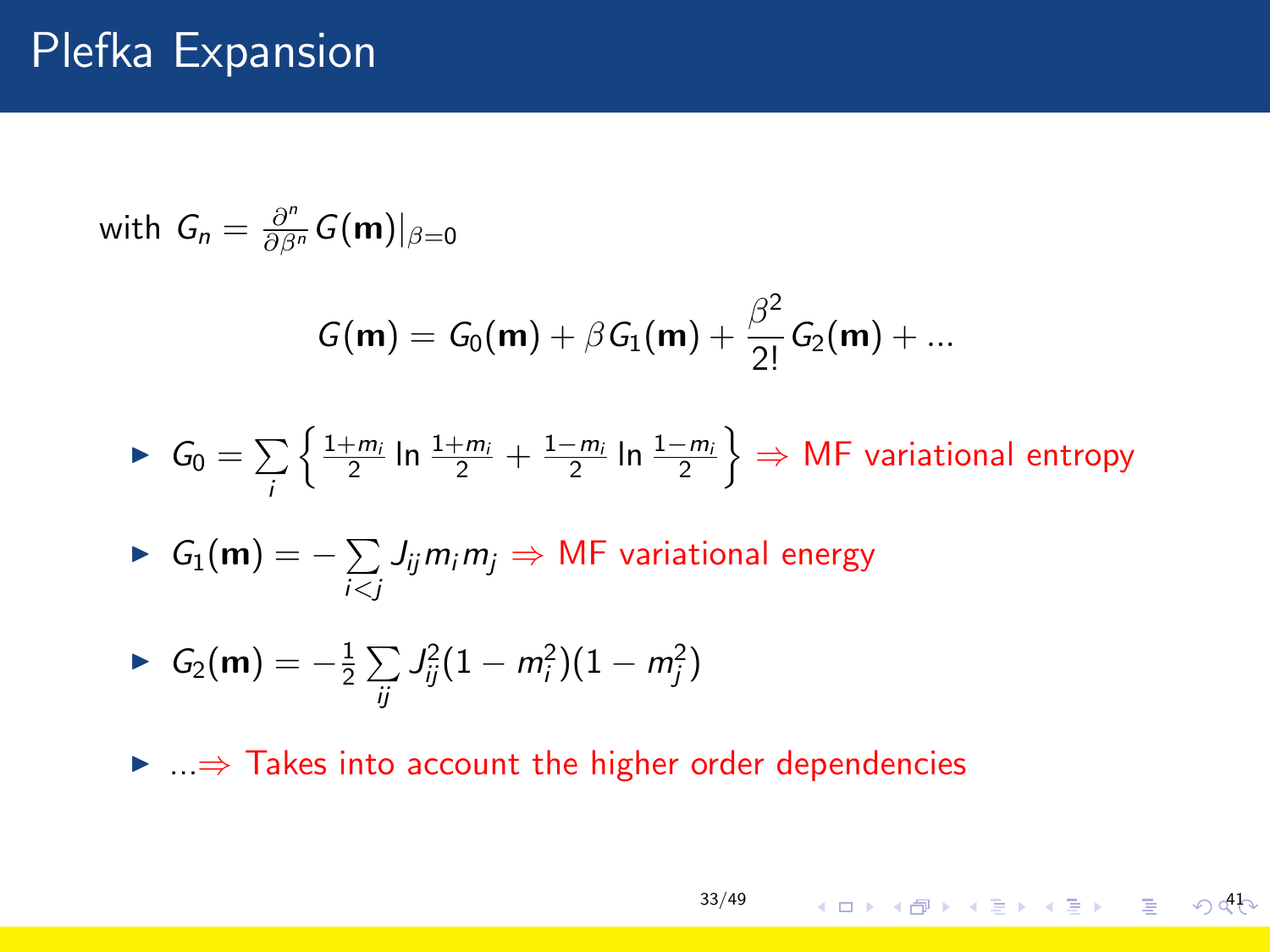# Plefka Expansion

with $G_n = \frac{\partial^n}{\partial \beta^n} G(\mathbf{m})|_{\beta=0}$

$$G(\mathbf{m}) = G_0(\mathbf{m}) + \beta G_1(\mathbf{m}) + \frac{\beta^2}{2!} G_2(\mathbf{m}) + \ldots$$

- $G_0 = \sum_i \left\{ \frac{1+m_i}{2} \ln \frac{1+m_i}{2} + \frac{1-m_i}{2} \ln \frac{1-m_i}{2} \right\} \Rightarrow$ MF variational entropy
- $G_1(\mathbf{m}) = -\sum_{i<j} J_{ij} m_i m_j \Rightarrow$ MF variational energy
- $G_2(\mathbf{m}) = -\frac{1}{2} \sum_{ij} J_{ij}^2 (1 - m_i^2)(1 - m_j^2)$
- $\ldots \Rightarrow$ Takes into account the higher order dependencies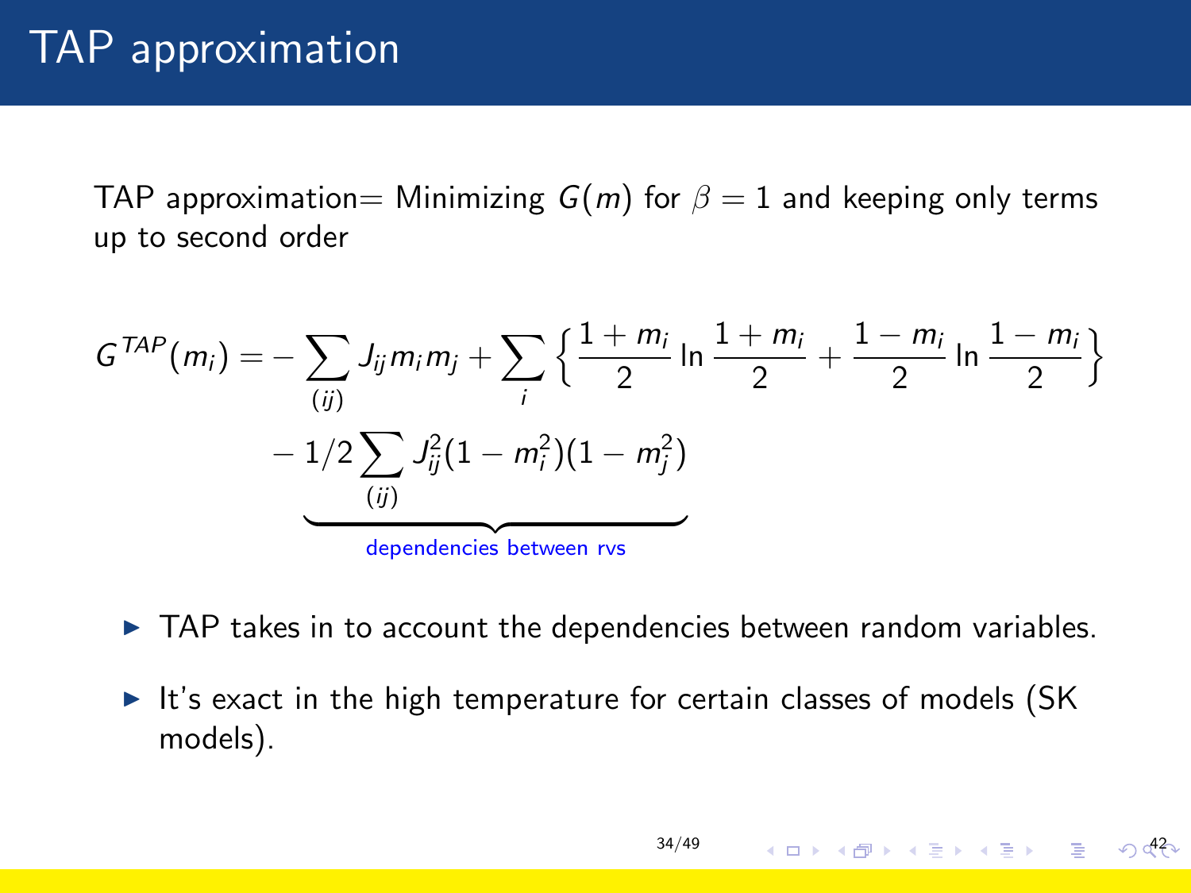# TAP approximation

TAP approximation= Minimizing $G(m)$ for $\beta = 1$ and keeping only terms up to second order

$$
G^{TAP}(m_i) = -\sum_{(ij)} J_{ij} m_i m_j + \sum_i \left\{ \frac{1+m_i}{2} \ln \frac{1+m_i}{2} + \frac{1-m_i}{2} \ln \frac{1-m_i}{2} \right\} \underbrace{- 1/2 \sum_{(ij)} J_{ij}^2 (1-m_i^2)(1-m_j^2)}_{\text{dependencies between rvs}}
$$

- TAP takes in to account the dependencies between random variables.
- It's exact in the high temperature for certain classes of models (SK models).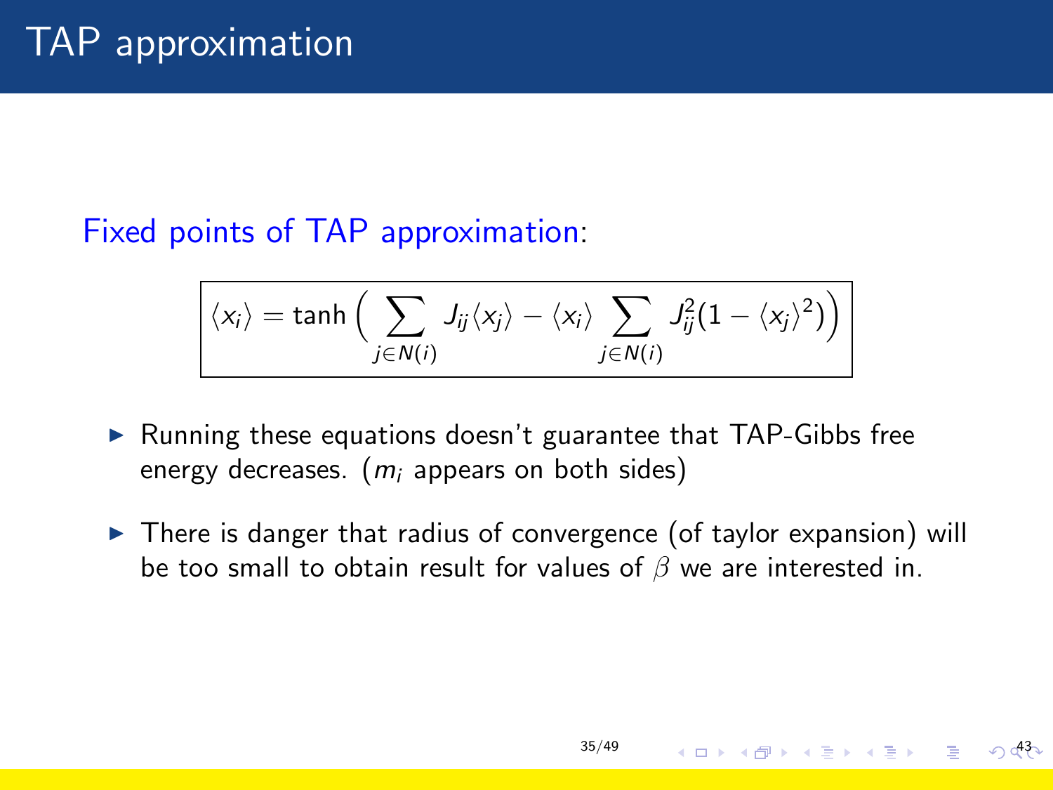# TAP approximation

Fixed points of TAP approximation:

$$\langle x_i \rangle = \tanh\Big( \sum_{j \in N(i)} J_{ij} \langle x_j \rangle - \langle x_i \rangle \sum_{j \in N(i)} J_{ij}^2 (1 - \langle x_j \rangle^2) \Big)$$

- Running these equations doesn't guarantee that TAP-Gibbs free energy decreases. ($m_i$ appears on both sides)
- There is danger that radius of convergence (of taylor expansion) will be too small to obtain result for values of $\beta$ we are interested in.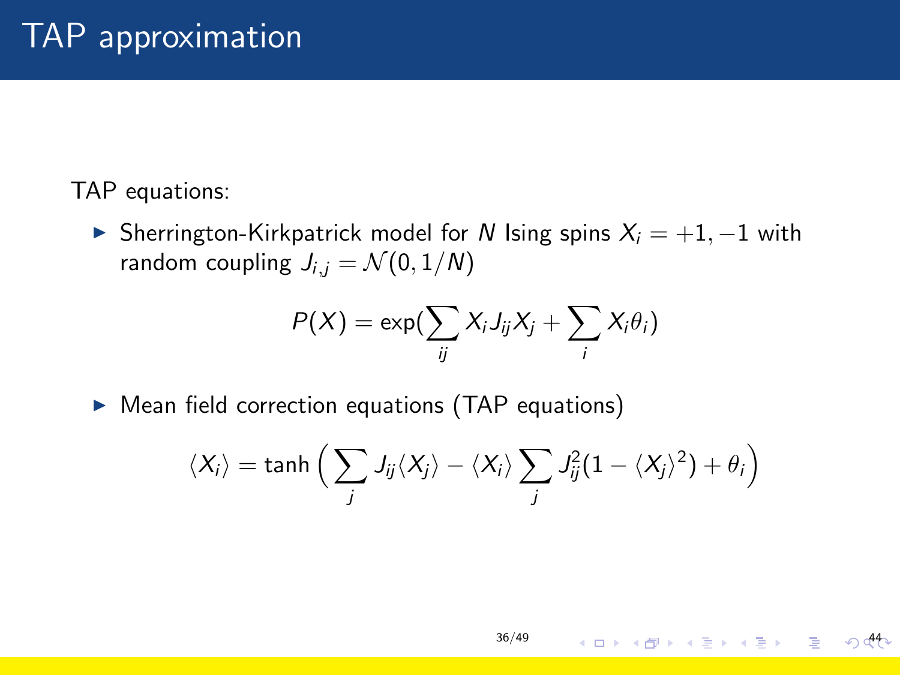# TAP approximation

TAP equations:

- Sherrington-Kirkpatrick model for $N$ Ising spins $X_i = +1, -1$ with random coupling $J_{i,j} = \mathcal{N}(0, 1/N)$

$$P(X) = \exp(\sum_{ij} X_i J_{ij} X_j + \sum_i X_i \theta_i)$$

- Mean field correction equations (TAP equations)

$$\langle X_i \rangle = \tanh\Big(\sum_j J_{ij} \langle X_j \rangle - \langle X_i \rangle \sum_j J_{ij}^2 (1 - \langle X_j \rangle^2) + \theta_i\Big)$$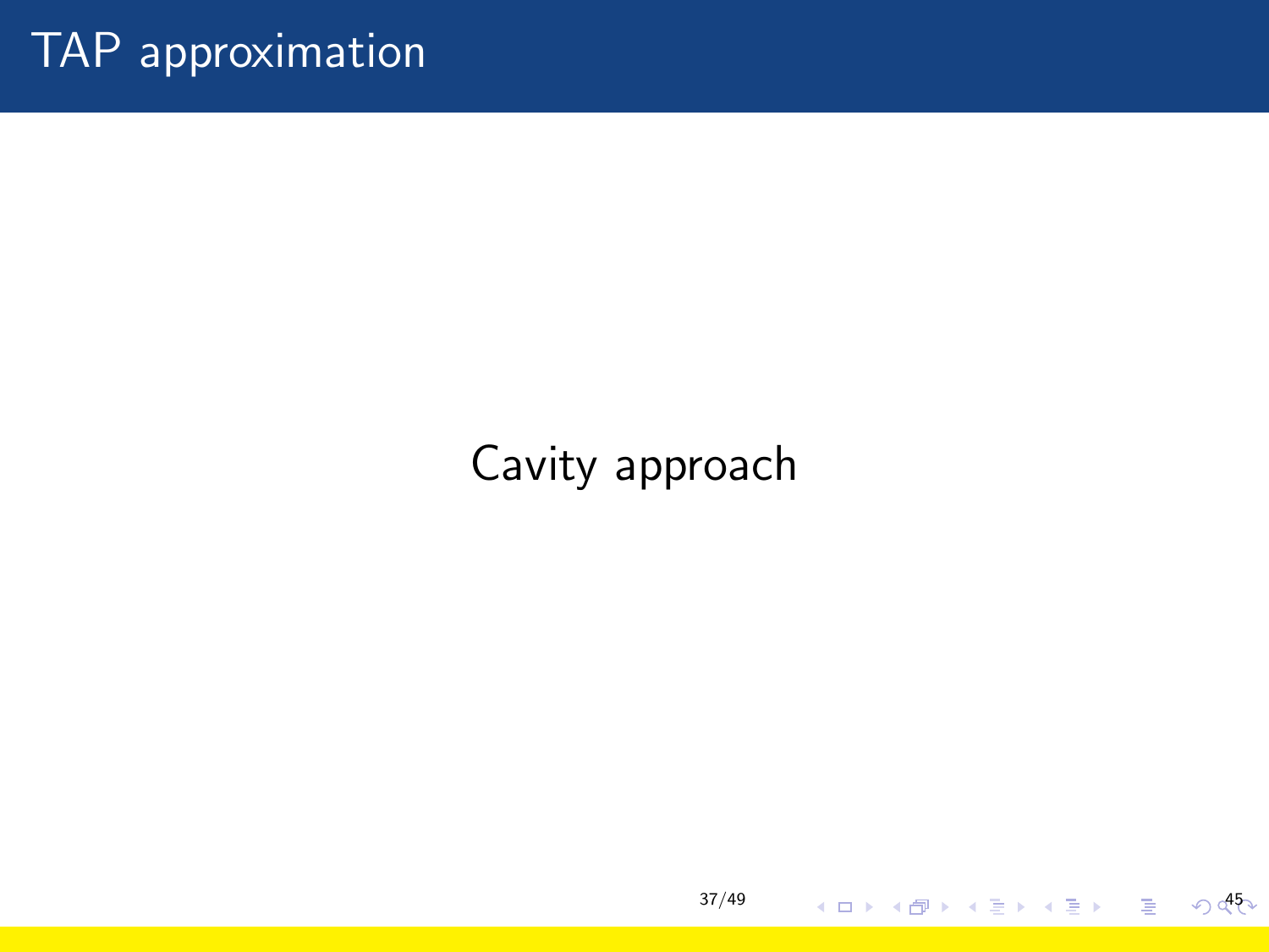# TAP approximation

Cavity approach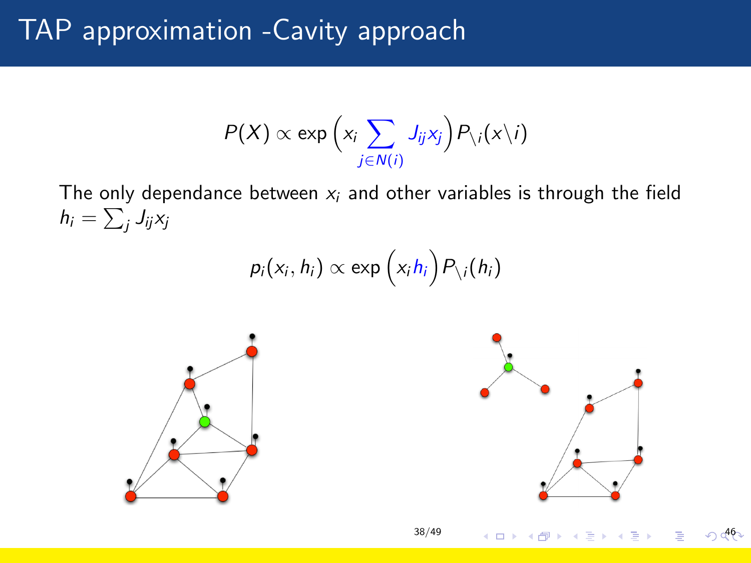# TAP approximation -Cavity approach

$$P(X) \propto \exp\left(x_i \sum_{j \in N(i)} J_{ij} x_j\right) P_{\setminus i}(x \setminus i)$$

The only dependance between $x_i$ and other variables is through the field $h_i = \sum_j J_{ij} x_j$

$$p_i(x_i, h_i) \propto \exp\left(x_i h_i\right) P_{\setminus i}(h_i)$$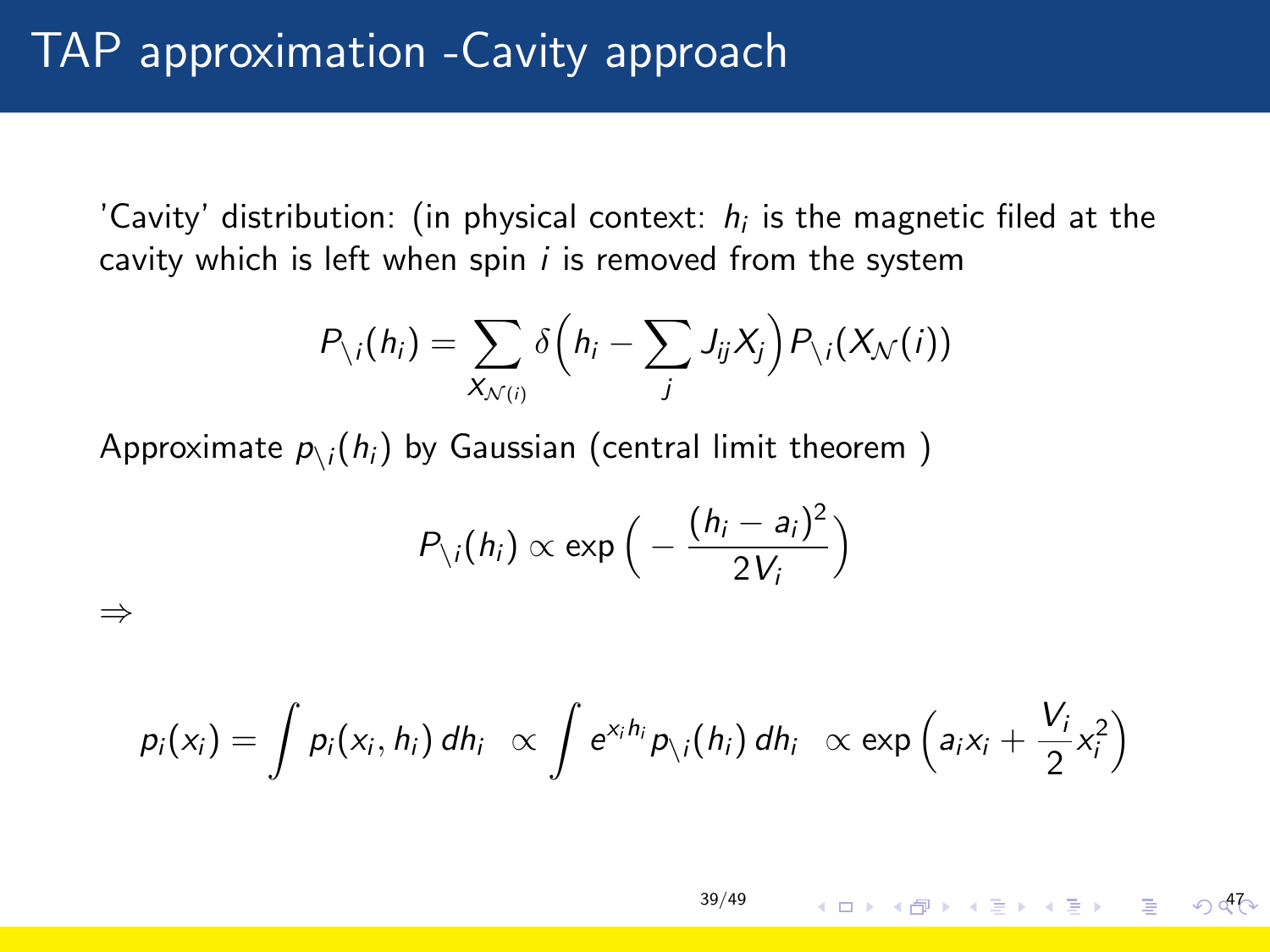# TAP approximation -Cavity approach

'Cavity' distribution: (in physical context: $h_i$ is the magnetic filed at the cavity which is left when spin $i$ is removed from the system

$$P_{\setminus i}(h_i) = \sum_{X_{\mathcal{N}(i)}} \delta\Big(h_i - \sum_j J_{ij} X_j\Big) P_{\setminus i}(X_{\mathcal{N}}(i))$$

Approximate $p_{\setminus i}(h_i)$ by Gaussian (central limit theorem )

$$P_{\setminus i}(h_i) \propto \exp\Big(-\frac{(h_i - a_i)^2}{2V_i}\Big)$$

$\Rightarrow$

$$p_i(x_i) = \int p_i(x_i, h_i)\, dh_i \;\; \propto \int e^{x_i h_i} p_{\setminus i}(h_i)\, dh_i \;\; \propto \exp\Big(a_i x_i + \frac{V_i}{2} x_i^2\Big)$$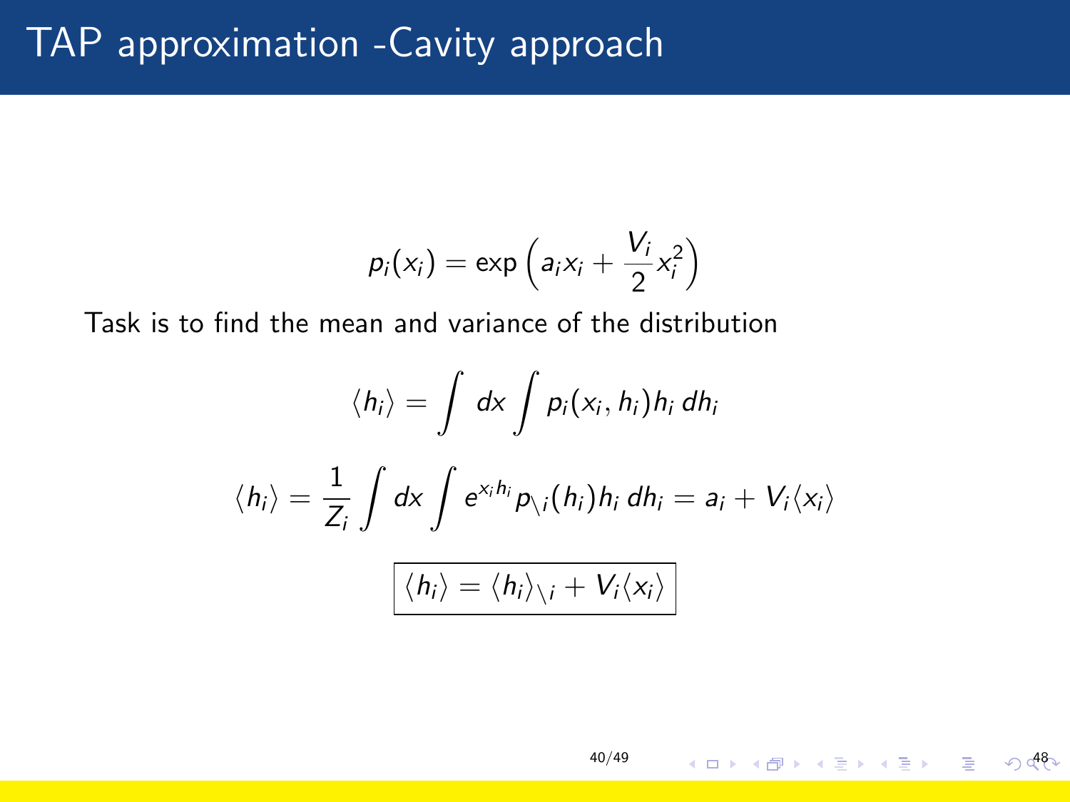# TAP approximation -Cavity approach

$$p_i(x_i) = \exp\left(a_i x_i + \frac{V_i}{2} x_i^2\right)$$

Task is to find the mean and variance of the distribution

$$\langle h_i \rangle = \int dx \int p_i(x_i, h_i) h_i \, dh_i$$

$$\langle h_i \rangle = \frac{1}{Z_i} \int dx \int e^{x_i h_i} p_{\setminus i}(h_i) h_i \, dh_i = a_i + V_i \langle x_i \rangle$$

$$\boxed{\langle h_i \rangle = \langle h_i \rangle_{\setminus i} + V_i \langle x_i \rangle}$$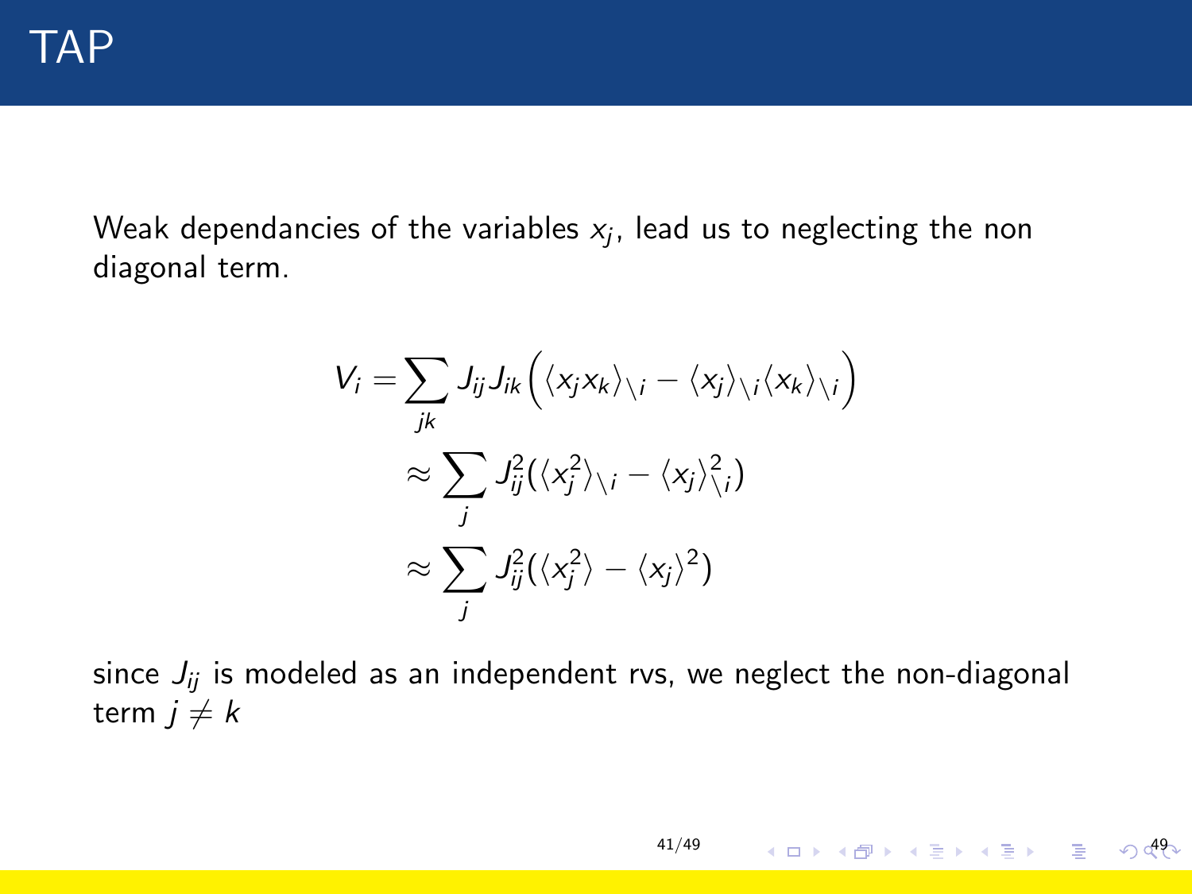# TAP

Weak dependancies of the variables $x_j$, lead us to neglecting the non diagonal term.

$$
\begin{aligned}
V_i &= \sum_{jk} J_{ij} J_{ik} \Big( \langle x_j x_k \rangle_{\setminus i} - \langle x_j \rangle_{\setminus i} \langle x_k \rangle_{\setminus i} \Big) \\
&\approx \sum_{j} J_{ij}^2 (\langle x_j^2 \rangle_{\setminus i} - \langle x_j \rangle_{\setminus i}^2) \\
&\approx \sum_{j} J_{ij}^2 (\langle x_j^2 \rangle - \langle x_j \rangle^2)
\end{aligned}
$$

since $J_{ij}$ is modeled as an independent rvs, we neglect the non-diagonal term $j \neq k$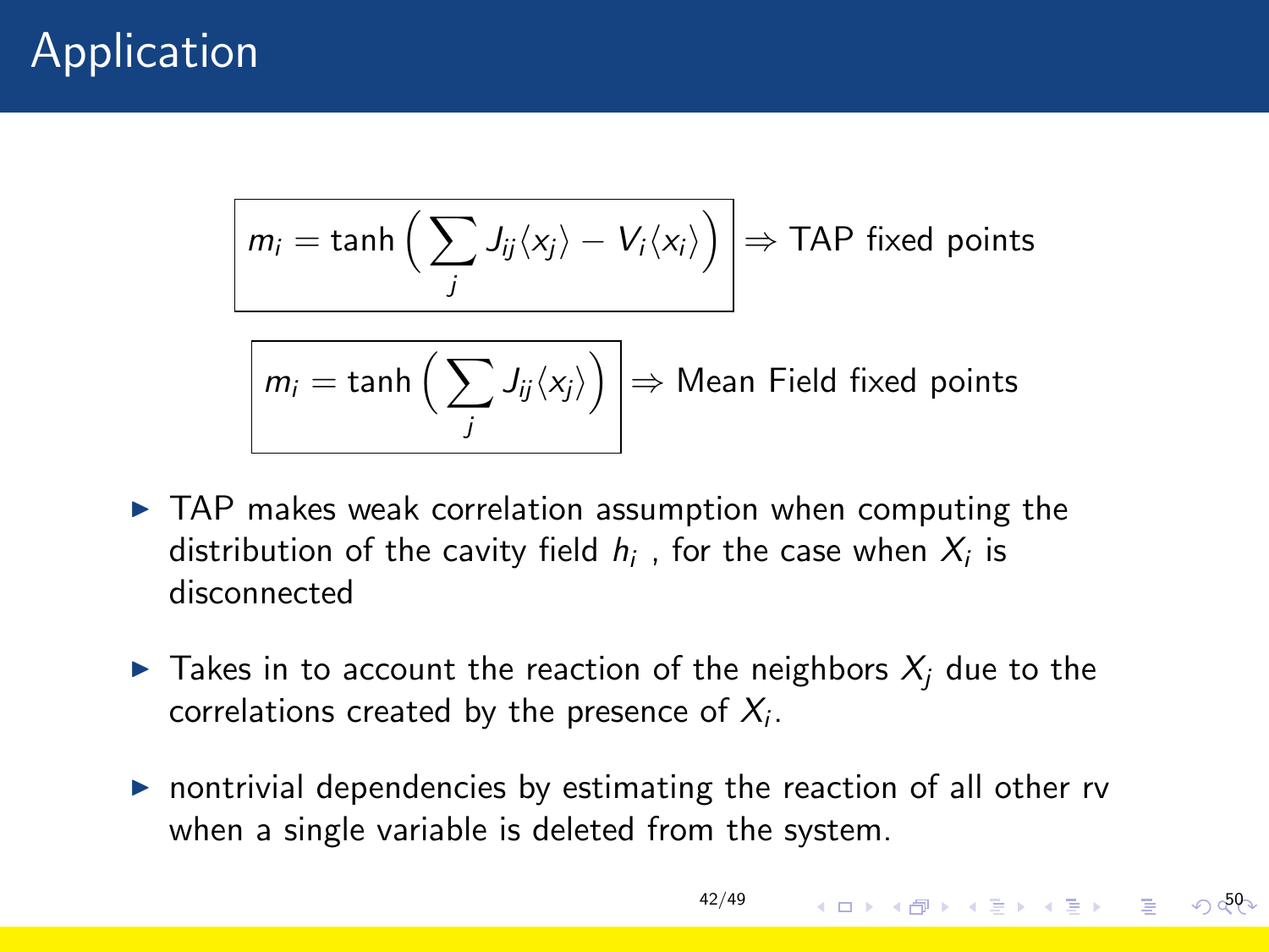# Application

$$\boxed{m_i = \tanh\Big(\sum_j J_{ij}\langle x_j\rangle - V_i\langle x_i\rangle\Big)} \Rightarrow \text{TAP fixed points}$$

$$\boxed{m_i = \tanh\Big(\sum_j J_{ij}\langle x_j\rangle\Big)} \Rightarrow \text{Mean Field fixed points}$$

- TAP makes weak correlation assumption when computing the distribution of the cavity field $h_i$ , for the case when $X_i$ is disconnected
- Takes in to account the reaction of the neighbors $X_j$ due to the correlations created by the presence of $X_i$.
- nontrivial dependencies by estimating the reaction of all other rv when a single variable is deleted from the system.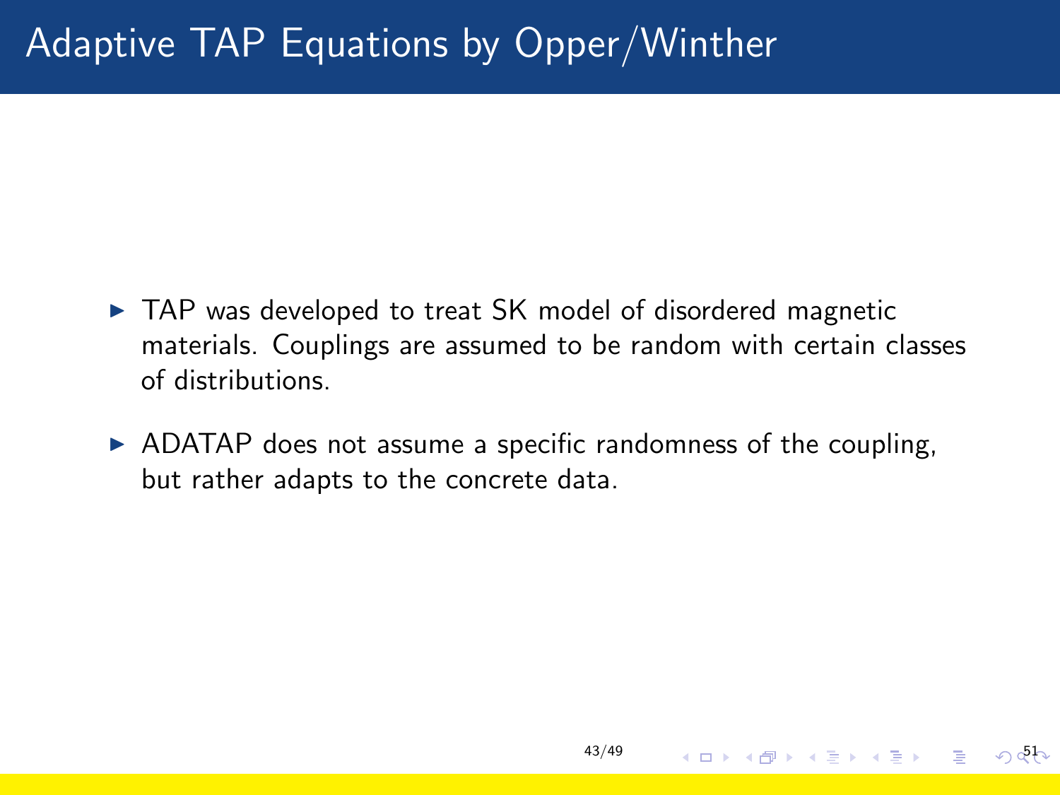# Adaptive TAP Equations by Opper/Winther

- TAP was developed to treat SK model of disordered magnetic materials. Couplings are assumed to be random with certain classes of distributions.
- ADATAP does not assume a specific randomness of the coupling, but rather adapts to the concrete data.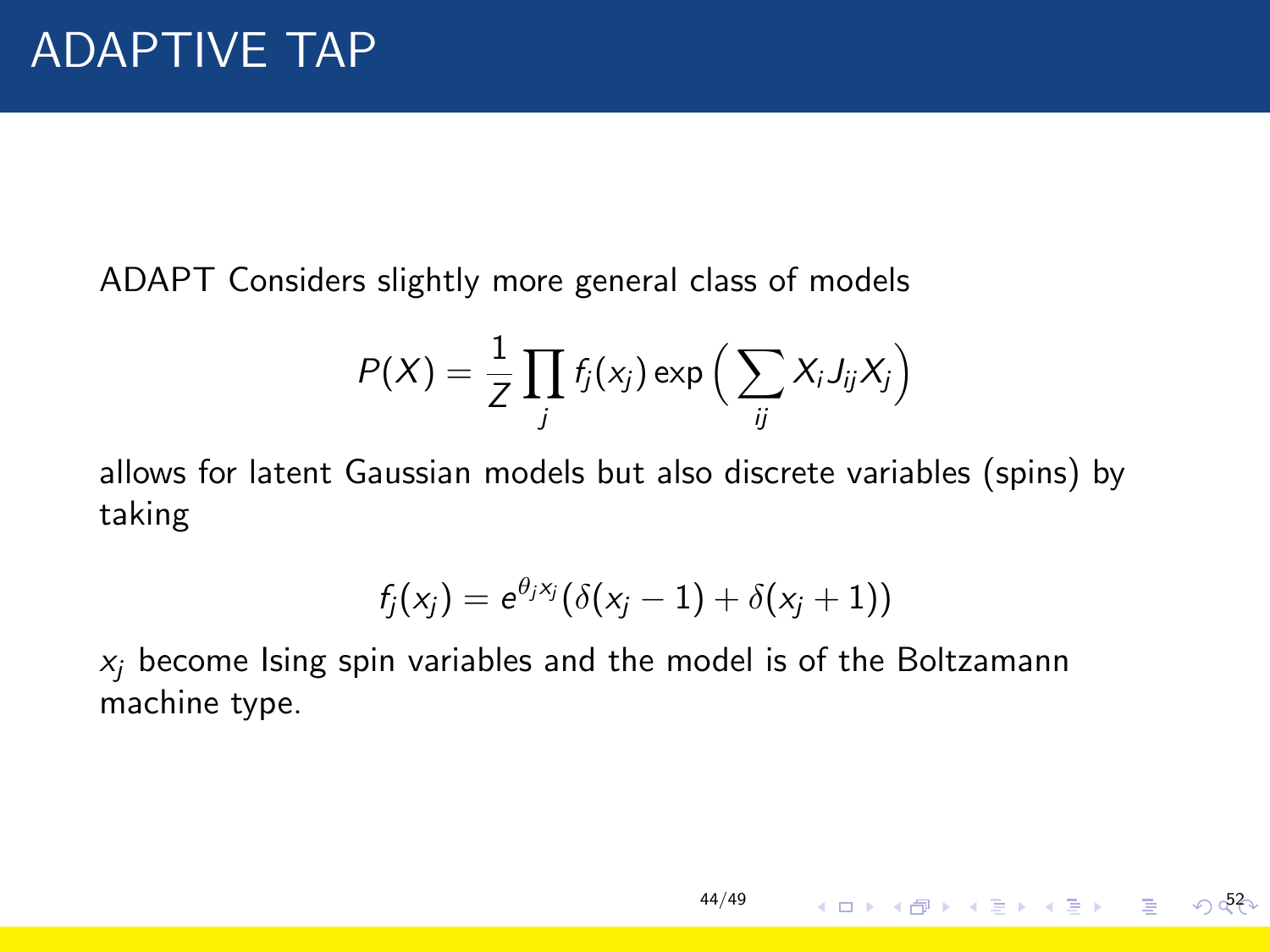# ADAPTIVE TAP

ADAPT Considers slightly more general class of models

$$P(X) = \frac{1}{Z} \prod_j f_j(x_j) \exp\Big(\sum_{ij} X_i J_{ij} X_j\Big)$$

allows for latent Gaussian models but also discrete variables (spins) by taking

$$f_j(x_j) = e^{\theta_j x_j}(\delta(x_j - 1) + \delta(x_j + 1))$$

$x_j$ become Ising spin variables and the model is of the Boltzamann machine type.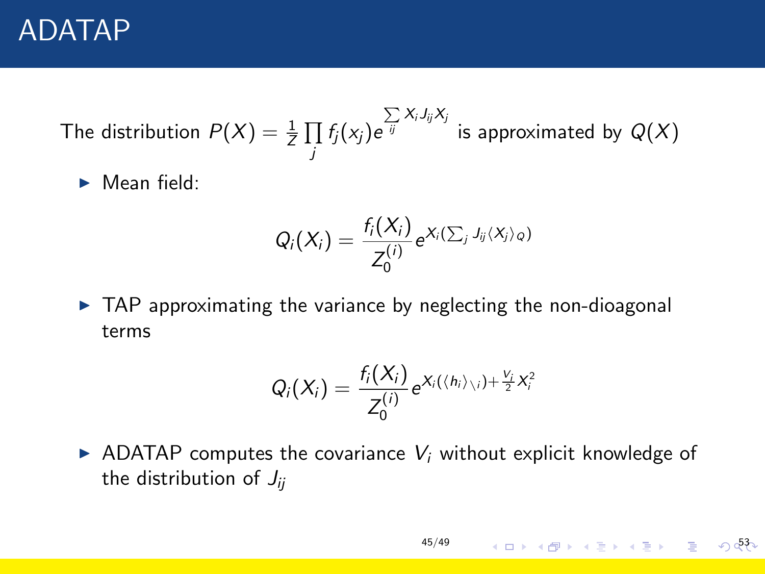# ADATAP

The distribution $P(X) = \frac{1}{Z} \prod_j f_j(x_j) e^{\sum_{ij} X_i J_{ij} X_j}$ is approximated by $Q(X)$

- Mean field:

$$Q_i(X_i) = \frac{f_i(X_i)}{Z_0^{(i)}} e^{X_i(\sum_j J_{ij} \langle X_j \rangle_Q)}$$

- TAP approximating the variance by neglecting the non-dioagonal terms

$$Q_i(X_i) = \frac{f_i(X_i)}{Z_0^{(i)}} e^{X_i(\langle h_i \rangle_{\setminus i}) + \frac{V_i}{2} X_i^2}$$

- ADATAP computes the covariance $V_i$ without explicit knowledge of the distribution of $J_{ij}$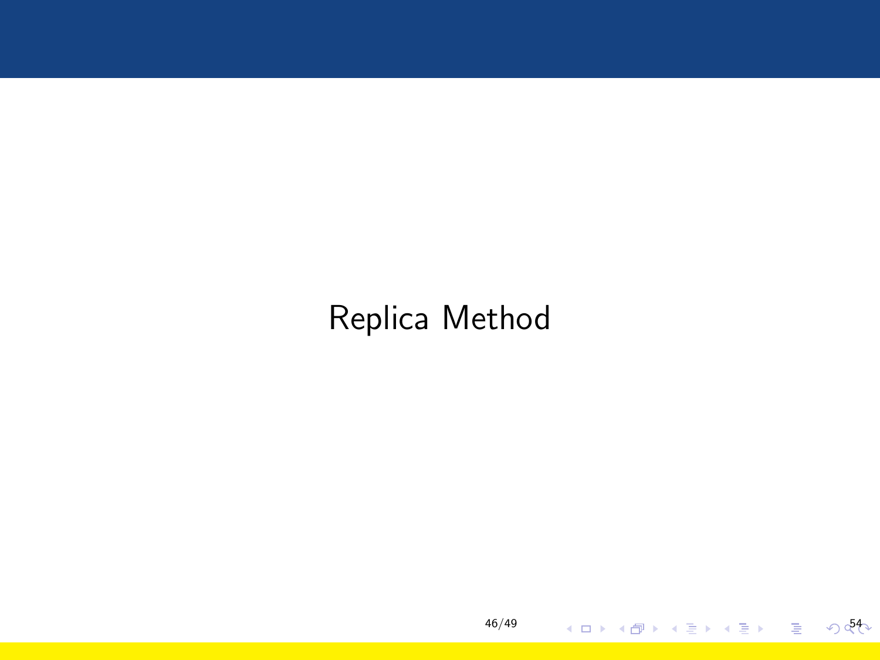# Replica Method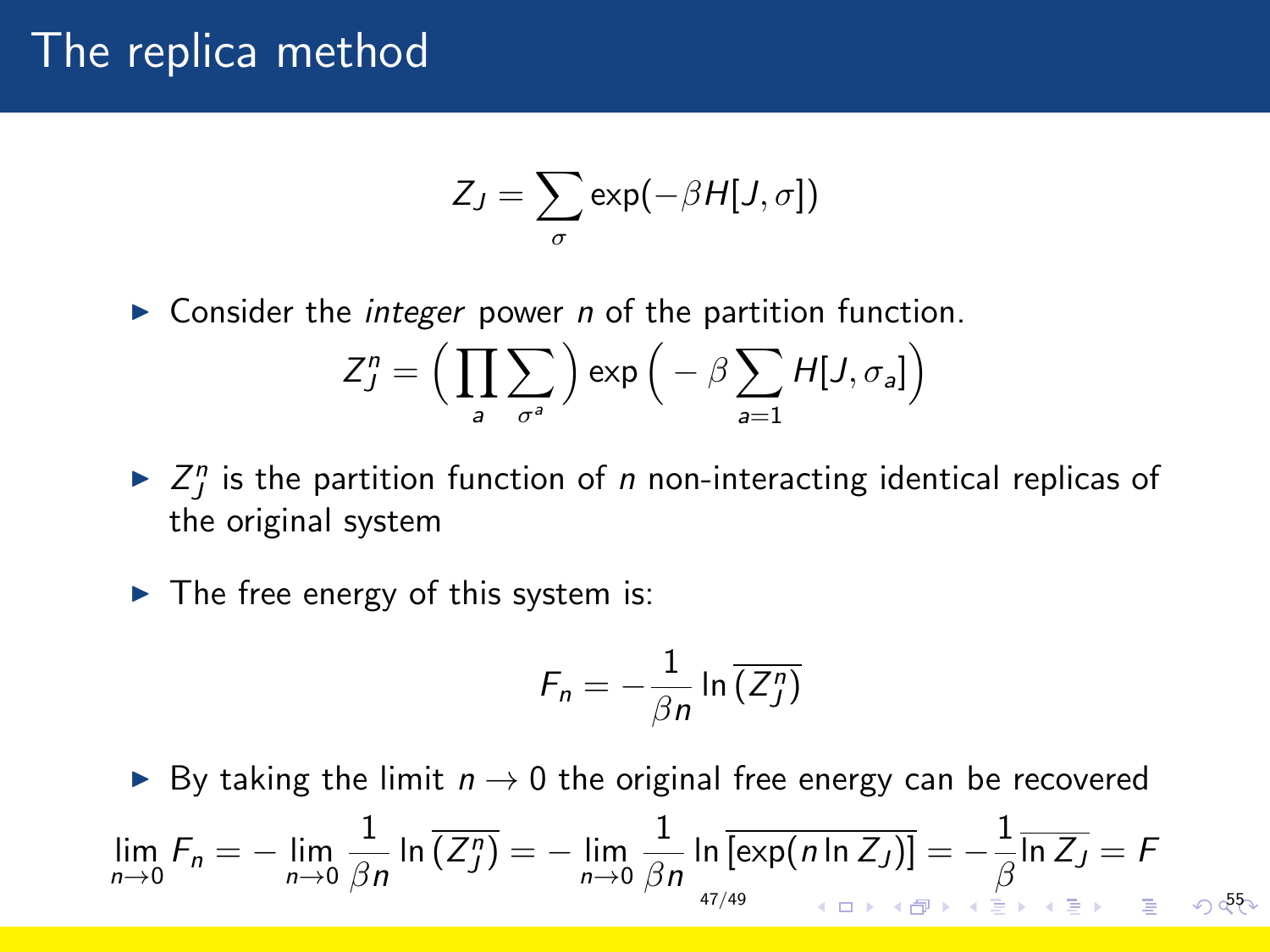# The replica method

$$Z_J = \sum_{\sigma} \exp(-\beta H[J, \sigma])$$

- Consider the *integer* power $n$ of the partition function.

$$Z_J^n = \Big( \prod_a \sum_{\sigma^a} \Big) \exp\Big( -\beta \sum_{a=1} H[J, \sigma_a] \Big)$$

- $Z_J^n$ is the partition function of $n$ non-interacting identical replicas of the original system
- The free energy of this system is:

$$F_n = -\frac{1}{\beta n} \ln \overline{(Z_J^n)}$$

- By taking the limit $n \to 0$ the original free energy can be recovered

$$\lim_{n\to 0} F_n = -\lim_{n\to 0} \frac{1}{\beta n} \ln \overline{(Z_J^n)} = -\lim_{n\to 0} \frac{1}{\beta n} \ln \overline{[\exp(n \ln Z_J)]} = -\frac{1}{\beta} \overline{\ln Z_J} = F$$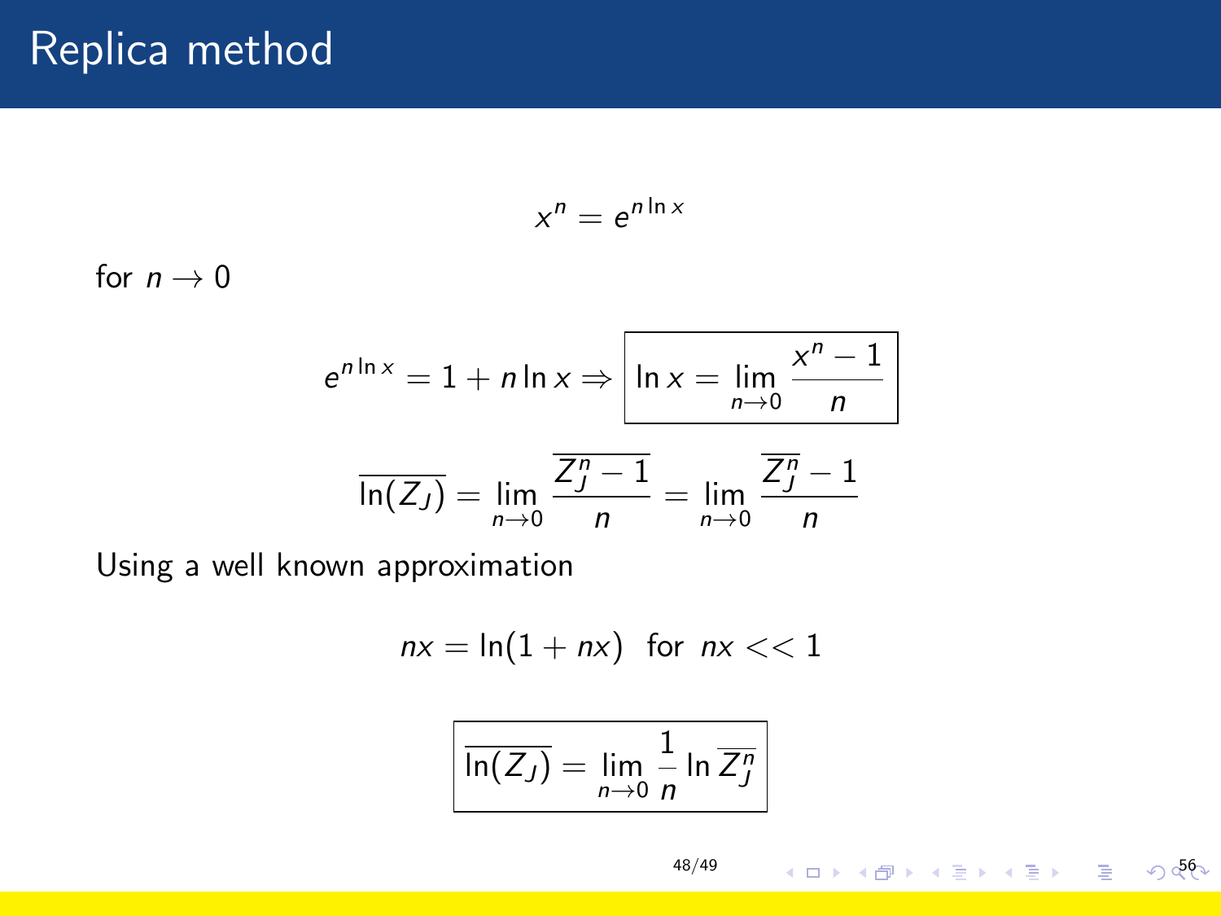# Replica method

$$x^n = e^{n \ln x}$$

for $n \to 0$

$$e^{n \ln x} = 1 + n \ln x \Rightarrow \boxed{\ln x = \lim_{n \to 0} \frac{x^n - 1}{n}}$$

$$\overline{\ln(Z_J)} = \lim_{n \to 0} \frac{\overline{Z_J^n - 1}}{n} = \lim_{n \to 0} \frac{\overline{Z_J^n} - 1}{n}$$

Using a well known approximation

$$nx = \ln(1 + nx) \quad \text{for} \quad nx << 1$$

$$\boxed{\overline{\ln(Z_J)} = \lim_{n \to 0} \frac{1}{n} \ln \overline{Z_J^n}}$$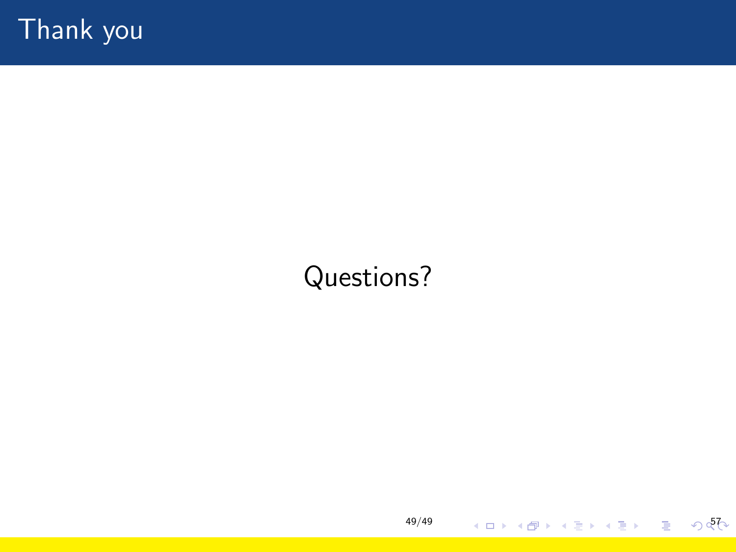# Thank you

Questions?